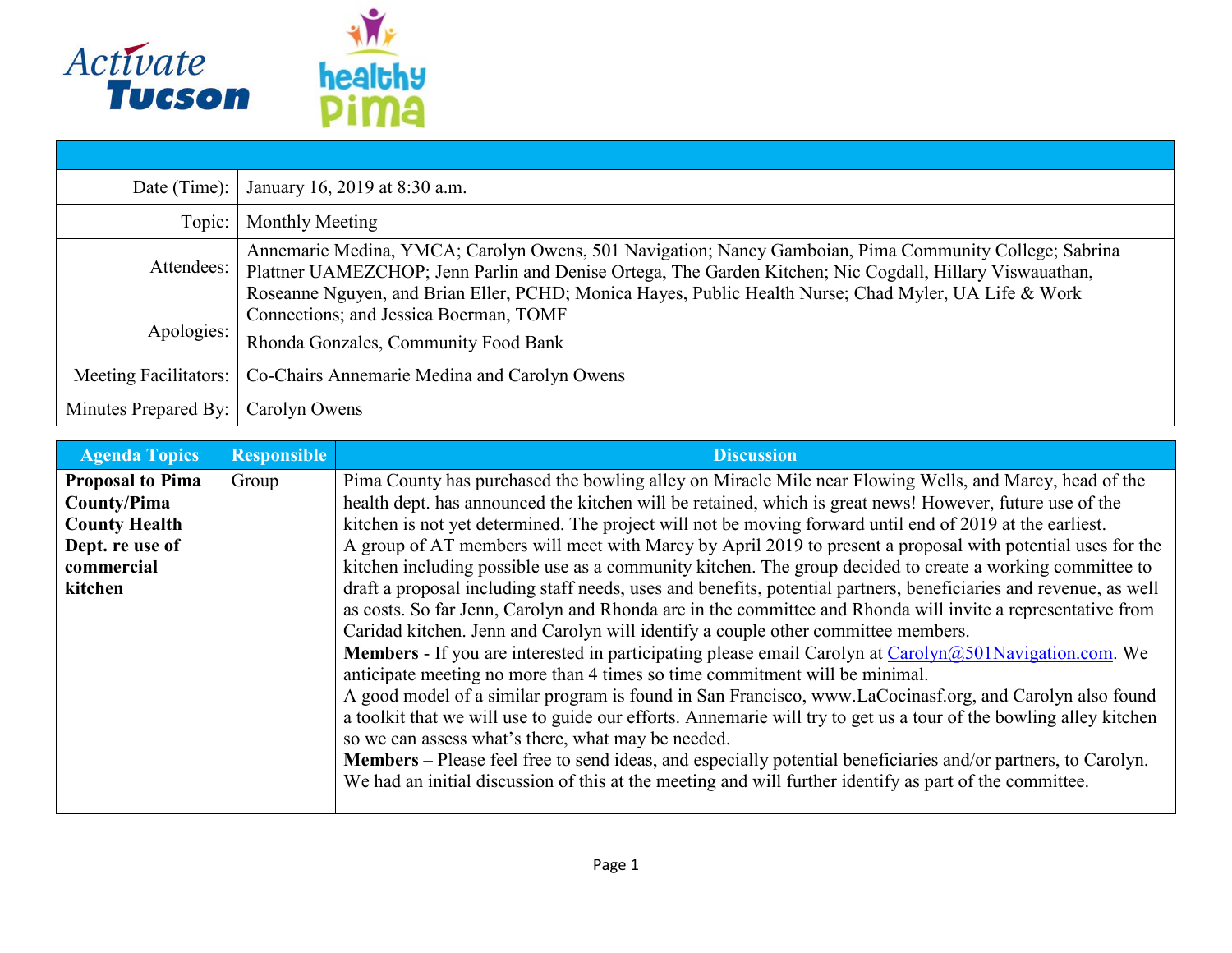Activate Tucson

healthy Pima

| | |
|---|---|
| Date (Time): | January 16, 2019 at 8:30 a.m. |
| Topic: | Monthly Meeting |
| Attendees: | Annemarie Medina, YMCA; Carolyn Owens, 501 Navigation; Nancy Gamboian, Pima Community College; Sabrina Plattner UAMEZCHOP; Jenn Parlin and Denise Ortega, The Garden Kitchen; Nic Cogdall, Hillary Viswauathan, Roseanne Nguyen, and Brian Eller, PCHD; Monica Hayes, Public Health Nurse; Chad Myler, UA Life & Work Connections; and Jessica Boerman, TOMF |
| Apologies: | Rhonda Gonzales, Community Food Bank |
| Meeting Facilitators: | Co-Chairs Annemarie Medina and Carolyn Owens |
| Minutes Prepared By: | Carolyn Owens |

| Agenda Topics | Responsible | Discussion |
|---|---|---|
| **Proposal to Pima County/Pima County Health Dept. re use of commercial kitchen** | Group | Pima County has purchased the bowling alley on Miracle Mile near Flowing Wells, and Marcy, head of the health dept. has announced the kitchen will be retained, which is great news! However, future use of the kitchen is not yet determined. The project will not be moving forward until end of 2019 at the earliest.<br>A group of AT members will meet with Marcy by April 2019 to present a proposal with potential uses for the kitchen including possible use as a community kitchen. The group decided to create a working committee to draft a proposal including staff needs, uses and benefits, potential partners, beneficiaries and revenue, as well as costs. So far Jenn, Carolyn and Rhonda are in the committee and Rhonda will invite a representative from Caridad kitchen. Jenn and Carolyn will identify a couple other committee members.<br>**Members** - If you are interested in participating please email Carolyn at Carolyn@501Navigation.com. We anticipate meeting no more than 4 times so time commitment will be minimal.<br>A good model of a similar program is found in San Francisco, www.LaCocinasf.org, and Carolyn also found a toolkit that we will use to guide our efforts. Annemarie will try to get us a tour of the bowling alley kitchen so we can assess what's there, what may be needed.<br>**Members** – Please feel free to send ideas, and especially potential beneficiaries and/or partners, to Carolyn. We had an initial discussion of this at the meeting and will further identify as part of the committee. |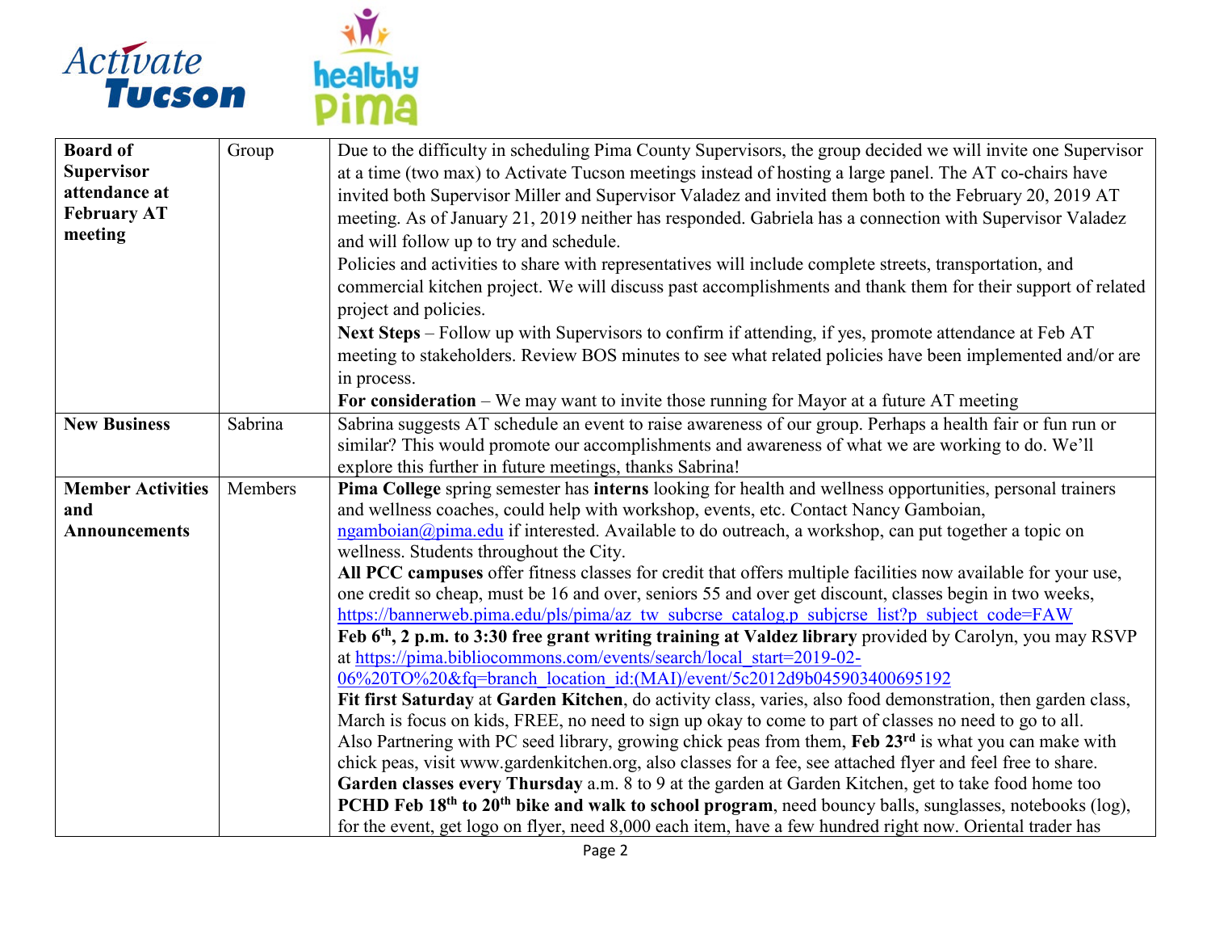| Board of Supervisor attendance at February AT meeting | Group | Due to the difficulty in scheduling Pima County Supervisors, the group decided we will invite one Supervisor at a time (two max) to Activate Tucson meetings instead of hosting a large panel. The AT co-chairs have invited both Supervisor Miller and Supervisor Valadez and invited them both to the February 20, 2019 AT meeting. As of January 21, 2019 neither has responded. Gabriela has a connection with Supervisor Valadez and will follow up to try and schedule.<br>Policies and activities to share with representatives will include complete streets, transportation, and commercial kitchen project. We will discuss past accomplishments and thank them for their support of related project and policies.<br>**Next Steps** – Follow up with Supervisors to confirm if attending, if yes, promote attendance at Feb AT meeting to stakeholders. Review BOS minutes to see what related policies have been implemented and/or are in process.<br>**For consideration** – We may want to invite those running for Mayor at a future AT meeting |
|---|---|---|
| **New Business** | Sabrina | Sabrina suggests AT schedule an event to raise awareness of our group. Perhaps a health fair or fun run or similar? This would promote our accomplishments and awareness of what we are working to do. We'll explore this further in future meetings, thanks Sabrina! |
| **Member Activities and Announcements** | Members | **Pima College** spring semester has **interns** looking for health and wellness opportunities, personal trainers and wellness coaches, could help with workshop, events, etc. Contact Nancy Gamboian, ngamboian@pima.edu if interested. Available to do outreach, a workshop, can put together a topic on wellness. Students throughout the City.<br>**All PCC campuses** offer fitness classes for credit that offers multiple facilities now available for your use, one credit so cheap, must be 16 and over, seniors 55 and over get discount, classes begin in two weeks, https://bannerweb.pima.edu/pls/pima/az_tw_subcrse_catalog.p_subjcrse_list?p_subject_code=FAW<br>**Feb 6th, 2 p.m. to 3:30 free grant writing training at Valdez library** provided by Carolyn, you may RSVP at https://pima.bibliocommons.com/events/search/local_start=2019-02-06%20TO%20&fq=branch_location_id:(MAI)/event/5c2012d9b045903400695192<br>**Fit first Saturday** at **Garden Kitchen**, do activity class, varies, also food demonstration, then garden class, March is focus on kids, FREE, no need to sign up okay to come to part of classes no need to go to all. Also Partnering with PC seed library, growing chick peas from them, **Feb 23rd** is what you can make with chick peas, visit www.gardenkitchen.org, also classes for a fee, see attached flyer and feel free to share.<br>**Garden classes every Thursday** a.m. 8 to 9 at the garden at Garden Kitchen, get to take food home too<br>**PCHD Feb 18th to 20th bike and walk to school program**, need bouncy balls, sunglasses, notebooks (log), for the event, get logo on flyer, need 8,000 each item, have a few hundred right now. Oriental trader has |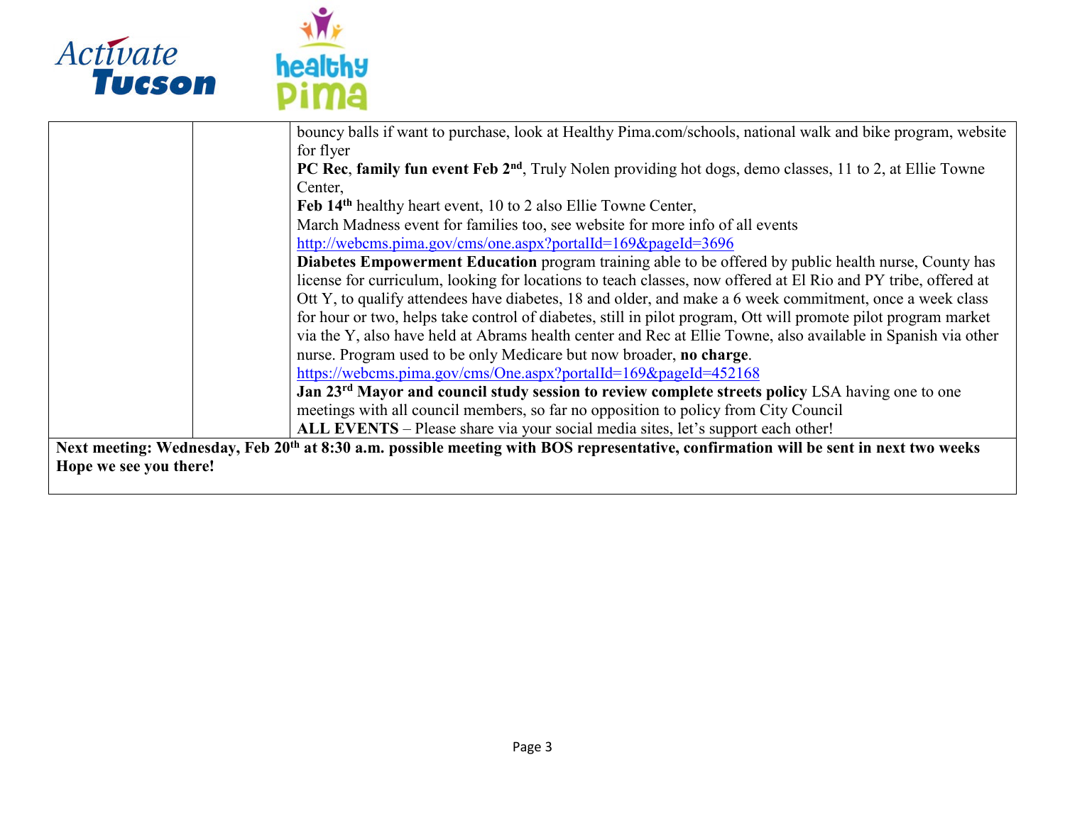| | | |
|---|---|---|
| | | bouncy balls if want to purchase, look at Healthy Pima.com/schools, national walk and bike program, website for flyer<br>**PC Rec**, **family fun event Feb 2nd**, Truly Nolen providing hot dogs, demo classes, 11 to 2, at Ellie Towne Center,<br>**Feb 14th** healthy heart event, 10 to 2 also Ellie Towne Center,<br>March Madness event for families too, see website for more info of all events<br>http://webcms.pima.gov/cms/one.aspx?portalId=169&pageId=3696<br>**Diabetes Empowerment Education** program training able to be offered by public health nurse, County has license for curriculum, looking for locations to teach classes, now offered at El Rio and PY tribe, offered at Ott Y, to qualify attendees have diabetes, 18 and older, and make a 6 week commitment, once a week class for hour or two, helps take control of diabetes, still in pilot program, Ott will promote pilot program market via the Y, also have held at Abrams health center and Rec at Ellie Towne, also available in Spanish via other nurse. Program used to be only Medicare but now broader, **no charge**.<br>https://webcms.pima.gov/cms/One.aspx?portalId=169&pageId=452168<br>**Jan 23rd Mayor and council study session to review complete streets policy** LSA having one to one meetings with all council members, so far no opposition to policy from City Council<br>**ALL EVENTS** – Please share via your social media sites, let's support each other! |
| **Next meeting: Wednesday, Feb 20th at 8:30 a.m. possible meeting with BOS representative, confirmation will be sent in next two weeks**<br>**Hope we see you there!** | | |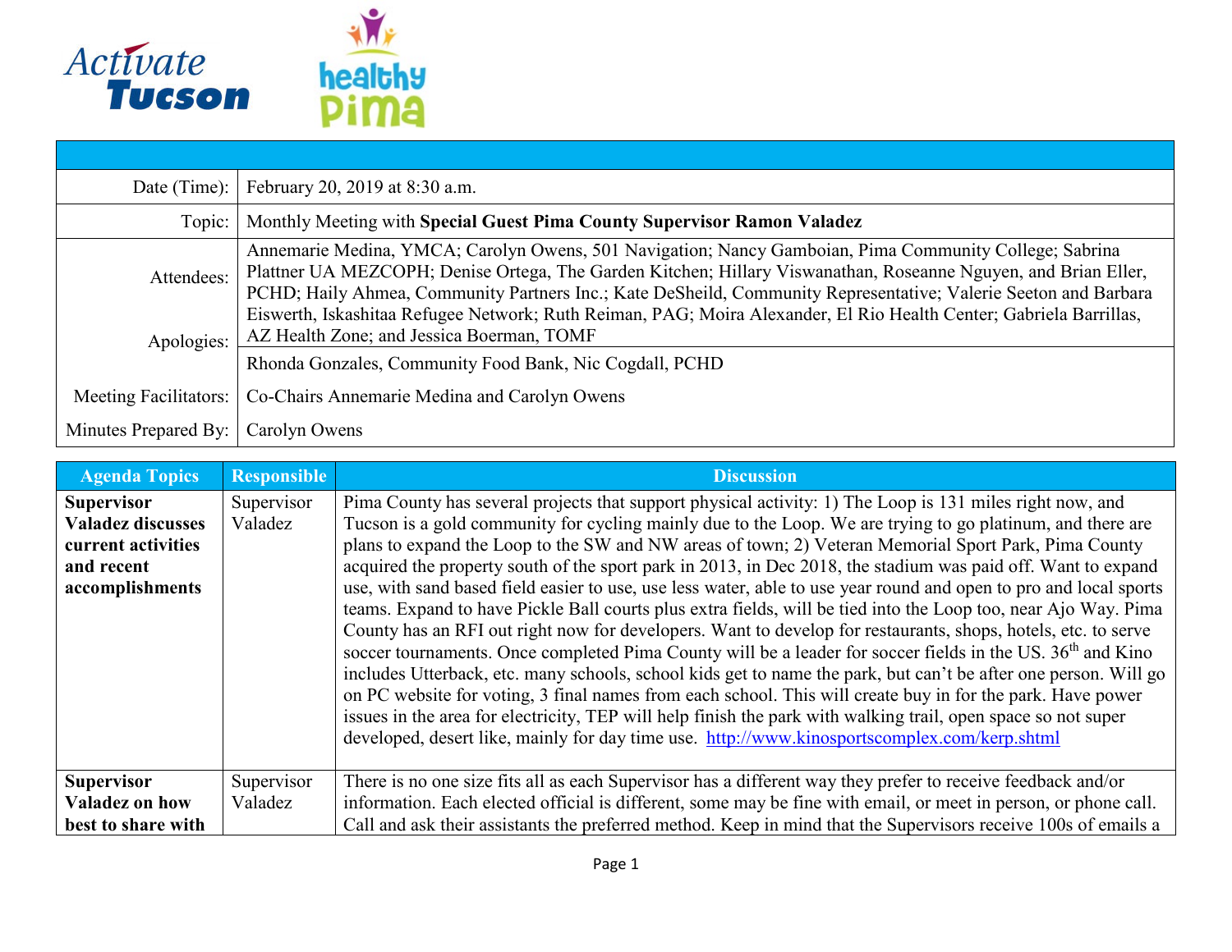**Activate Tucson** | **healthy Pima**

| | |
|---|---|
| Date (Time): | February 20, 2019 at 8:30 a.m. |
| Topic: | Monthly Meeting with **Special Guest Pima County Supervisor Ramon Valadez** |
| Attendees: | Annemarie Medina, YMCA; Carolyn Owens, 501 Navigation; Nancy Gamboian, Pima Community College; Sabrina Plattner UA MEZCOPH; Denise Ortega, The Garden Kitchen; Hillary Viswanathan, Roseanne Nguyen, and Brian Eller, PCHD; Haily Ahmea, Community Partners Inc.; Kate DeSheild, Community Representative; Valerie Seeton and Barbara Eiswerth, Iskashitaa Refugee Network; Ruth Reiman, PAG; Moira Alexander, El Rio Health Center; Gabriela Barrillas, AZ Health Zone; and Jessica Boerman, TOMF |
| Apologies: | Rhonda Gonzales, Community Food Bank, Nic Cogdall, PCHD |
| Meeting Facilitators: | Co-Chairs Annemarie Medina and Carolyn Owens |
| Minutes Prepared By: | Carolyn Owens |

| Agenda Topics | Responsible | Discussion |
|---|---|---|
| **Supervisor Valadez discusses current activities and recent accomplishments** | Supervisor Valadez | Pima County has several projects that support physical activity: 1) The Loop is 131 miles right now, and Tucson is a gold community for cycling mainly due to the Loop. We are trying to go platinum, and there are plans to expand the Loop to the SW and NW areas of town; 2) Veteran Memorial Sport Park, Pima County acquired the property south of the sport park in 2013, in Dec 2018, the stadium was paid off. Want to expand use, with sand based field easier to use, use less water, able to use year round and open to pro and local sports teams. Expand to have Pickle Ball courts plus extra fields, will be tied into the Loop too, near Ajo Way. Pima County has an RFI out right now for developers. Want to develop for restaurants, shops, hotels, etc. to serve soccer tournaments. Once completed Pima County will be a leader for soccer fields in the US. 36th and Kino includes Utterback, etc. many schools, school kids get to name the park, but can't be after one person. Will go on PC website for voting, 3 final names from each school. This will create buy in for the park. Have power issues in the area for electricity, TEP will help finish the park with walking trail, open space so not super developed, desert like, mainly for day time use. http://www.kinosportscomplex.com/kerp.shtml |
| **Supervisor Valadez on how best to share with** | Supervisor Valadez | There is no one size fits all as each Supervisor has a different way they prefer to receive feedback and/or information. Each elected official is different, some may be fine with email, or meet in person, or phone call. Call and ask their assistants the preferred method. Keep in mind that the Supervisors receive 100s of emails a |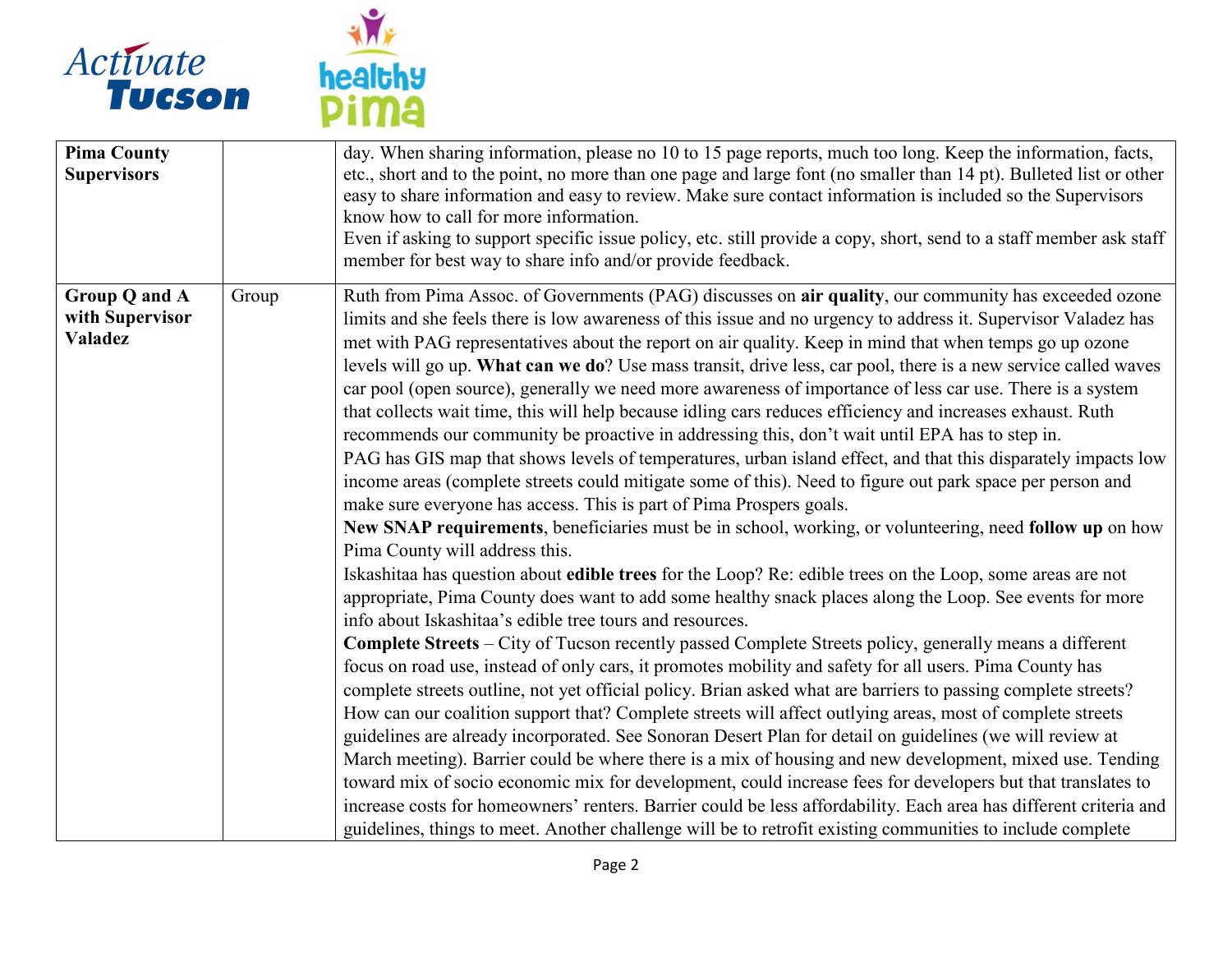| | | |
|---|---|---|
| **Pima County Supervisors** | | day. When sharing information, please no 10 to 15 page reports, much too long. Keep the information, facts, etc., short and to the point, no more than one page and large font (no smaller than 14 pt). Bulleted list or other easy to share information and easy to review. Make sure contact information is included so the Supervisors know how to call for more information.<br>Even if asking to support specific issue policy, etc. still provide a copy, short, send to a staff member ask staff member for best way to share info and/or provide feedback. |
| **Group Q and A with Supervisor Valadez** | Group | Ruth from Pima Assoc. of Governments (PAG) discusses on **air quality**, our community has exceeded ozone limits and she feels there is low awareness of this issue and no urgency to address it. Supervisor Valadez has met with PAG representatives about the report on air quality. Keep in mind that when temps go up ozone levels will go up. **What can we do**? Use mass transit, drive less, car pool, there is a new service called waves car pool (open source), generally we need more awareness of importance of less car use. There is a system that collects wait time, this will help because idling cars reduces efficiency and increases exhaust. Ruth recommends our community be proactive in addressing this, don't wait until EPA has to step in.<br>PAG has GIS map that shows levels of temperatures, urban island effect, and that this disparately impacts low income areas (complete streets could mitigate some of this). Need to figure out park space per person and make sure everyone has access. This is part of Pima Prospers goals.<br>**New SNAP requirements**, beneficiaries must be in school, working, or volunteering, need **follow up** on how Pima County will address this.<br>Iskashitaa has question about **edible trees** for the Loop? Re: edible trees on the Loop, some areas are not appropriate, Pima County does want to add some healthy snack places along the Loop. See events for more info about Iskashitaa's edible tree tours and resources.<br>**Complete Streets** – City of Tucson recently passed Complete Streets policy, generally means a different focus on road use, instead of only cars, it promotes mobility and safety for all users. Pima County has complete streets outline, not yet official policy. Brian asked what are barriers to passing complete streets? How can our coalition support that? Complete streets will affect outlying areas, most of complete streets guidelines are already incorporated. See Sonoran Desert Plan for detail on guidelines (we will review at March meeting). Barrier could be where there is a mix of housing and new development, mixed use. Tending toward mix of socio economic mix for development, could increase fees for developers but that translates to increase costs for homeowners' renters. Barrier could be less affordability. Each area has different criteria and guidelines, things to meet. Another challenge will be to retrofit existing communities to include complete |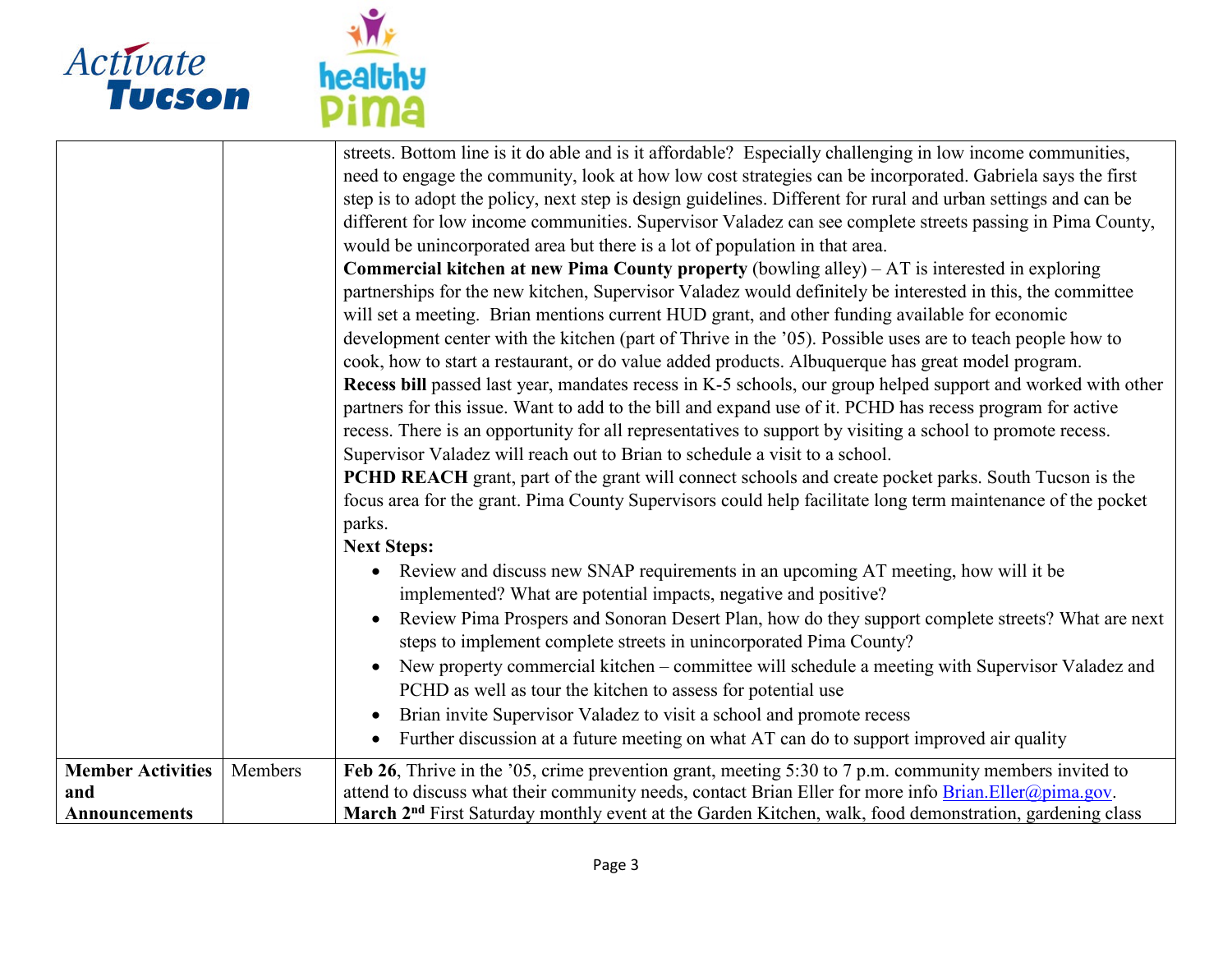| | | |
|---|---|---|
| | | streets. Bottom line is it do able and is it affordable? Especially challenging in low income communities, need to engage the community, look at how low cost strategies can be incorporated. Gabriela says the first step is to adopt the policy, next step is design guidelines. Different for rural and urban settings and can be different for low income communities. Supervisor Valadez can see complete streets passing in Pima County, would be unincorporated area but there is a lot of population in that area.<br>**Commercial kitchen at new Pima County property** (bowling alley) – AT is interested in exploring partnerships for the new kitchen, Supervisor Valadez would definitely be interested in this, the committee will set a meeting. Brian mentions current HUD grant, and other funding available for economic development center with the kitchen (part of Thrive in the '05). Possible uses are to teach people how to cook, how to start a restaurant, or do value added products. Albuquerque has great model program.<br>**Recess bill** passed last year, mandates recess in K-5 schools, our group helped support and worked with other partners for this issue. Want to add to the bill and expand use of it. PCHD has recess program for active recess. There is an opportunity for all representatives to support by visiting a school to promote recess. Supervisor Valadez will reach out to Brian to schedule a visit to a school.<br>**PCHD REACH** grant, part of the grant will connect schools and create pocket parks. South Tucson is the focus area for the grant. Pima County Supervisors could help facilitate long term maintenance of the pocket parks.<br>**Next Steps:**<br>• Review and discuss new SNAP requirements in an upcoming AT meeting, how will it be implemented? What are potential impacts, negative and positive?<br>• Review Pima Prospers and Sonoran Desert Plan, how do they support complete streets? What are next steps to implement complete streets in unincorporated Pima County?<br>• New property commercial kitchen – committee will schedule a meeting with Supervisor Valadez and PCHD as well as tour the kitchen to assess for potential use<br>• Brian invite Supervisor Valadez to visit a school and promote recess<br>• Further discussion at a future meeting on what AT can do to support improved air quality |
| **Member Activities and Announcements** | Members | **Feb 26**, Thrive in the '05, crime prevention grant, meeting 5:30 to 7 p.m. community members invited to attend to discuss what their community needs, contact Brian Eller for more info Brian.Eller@pima.gov.<br>**March 2nd** First Saturday monthly event at the Garden Kitchen, walk, food demonstration, gardening class |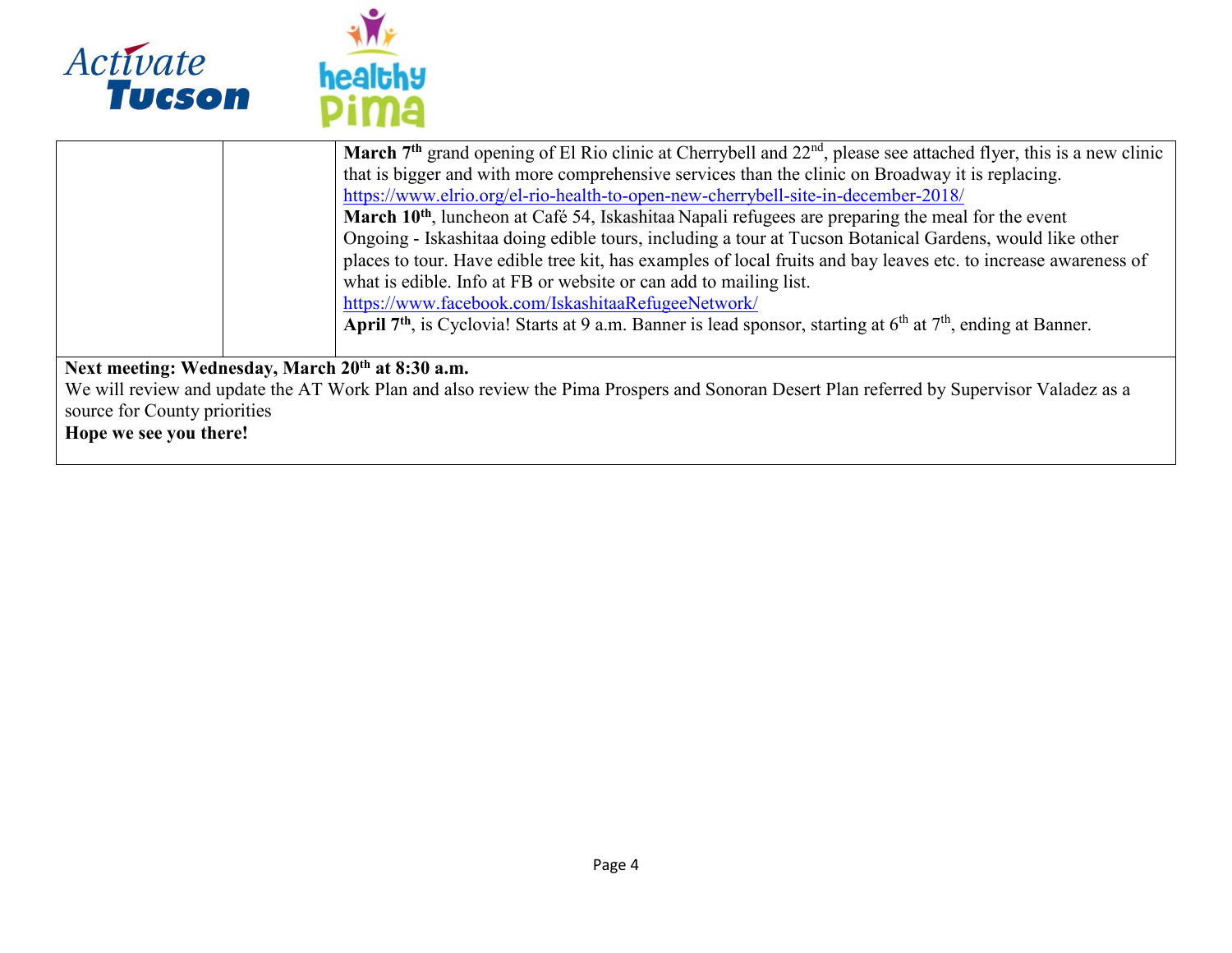| | | **March 7th** grand opening of El Rio clinic at Cherrybell and 22nd, please see attached flyer, this is a new clinic that is bigger and with more comprehensive services than the clinic on Broadway it is replacing. https://www.elrio.org/el-rio-health-to-open-new-cherrybell-site-in-december-2018/ <br> **March 10th**, luncheon at Café 54, Iskashitaa Napali refugees are preparing the meal for the event <br> Ongoing - Iskashitaa doing edible tours, including a tour at Tucson Botanical Gardens, would like other places to tour. Have edible tree kit, has examples of local fruits and bay leaves etc. to increase awareness of what is edible. Info at FB or website or can add to mailing list. https://www.facebook.com/IskashitaaRefugeeNetwork/ <br> **April 7th**, is Cyclovia! Starts at 9 a.m. Banner is lead sponsor, starting at 6th at 7th, ending at Banner. |
|---|---|---|

**Next meeting: Wednesday, March 20th at 8:30 a.m.**
We will review and update the AT Work Plan and also review the Pima Prospers and Sonoran Desert Plan referred by Supervisor Valadez as a source for County priorities
**Hope we see you there!**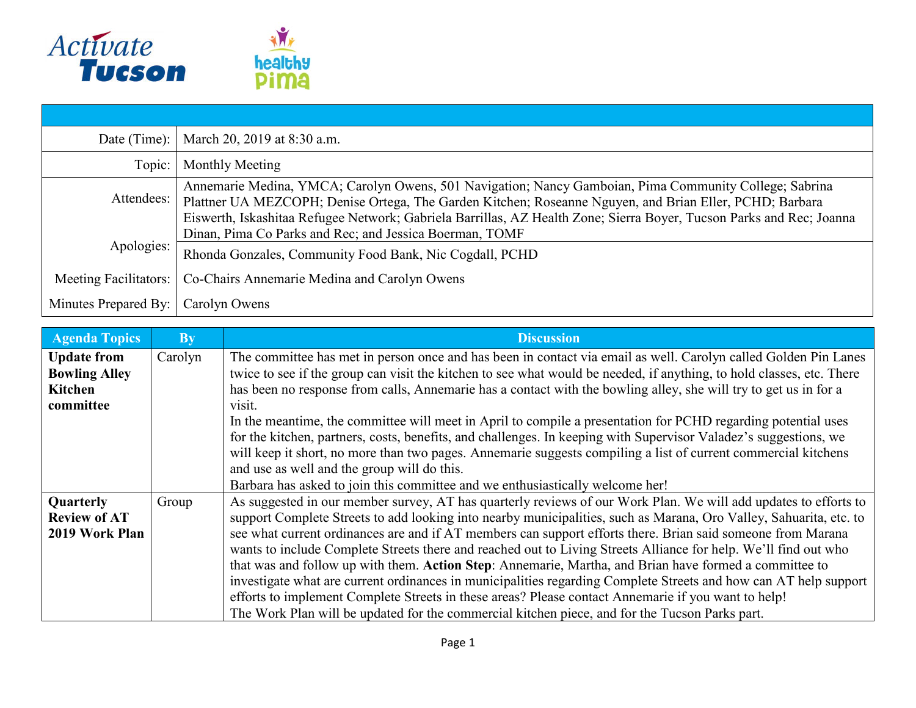| | |
|---|---|
| Date (Time): | March 20, 2019 at 8:30 a.m. |
| Topic: | Monthly Meeting |
| Attendees: | Annemarie Medina, YMCA; Carolyn Owens, 501 Navigation; Nancy Gamboian, Pima Community College; Sabrina Plattner UA MEZCOPH; Denise Ortega, The Garden Kitchen; Roseanne Nguyen, and Brian Eller, PCHD; Barbara Eiswerth, Iskashitaa Refugee Network; Gabriela Barrillas, AZ Health Zone; Sierra Boyer, Tucson Parks and Rec; Joanna Dinan, Pima Co Parks and Rec; and Jessica Boerman, TOMF |
| Apologies: | Rhonda Gonzales, Community Food Bank, Nic Cogdall, PCHD |
| Meeting Facilitators: | Co-Chairs Annemarie Medina and Carolyn Owens |
| Minutes Prepared By: | Carolyn Owens |

| Agenda Topics | By | Discussion |
|---|---|---|
| **Update from Bowling Alley Kitchen committee** | Carolyn | The committee has met in person once and has been in contact via email as well. Carolyn called Golden Pin Lanes twice to see if the group can visit the kitchen to see what would be needed, if anything, to hold classes, etc. There has been no response from calls, Annemarie has a contact with the bowling alley, she will try to get us in for a visit.<br>In the meantime, the committee will meet in April to compile a presentation for PCHD regarding potential uses for the kitchen, partners, costs, benefits, and challenges. In keeping with Supervisor Valadez's suggestions, we will keep it short, no more than two pages. Annemarie suggests compiling a list of current commercial kitchens and use as well and the group will do this.<br>Barbara has asked to join this committee and we enthusiastically welcome her! |
| **Quarterly Review of AT 2019 Work Plan** | Group | As suggested in our member survey, AT has quarterly reviews of our Work Plan. We will add updates to efforts to support Complete Streets to add looking into nearby municipalities, such as Marana, Oro Valley, Sahuarita, etc. to see what current ordinances are and if AT members can support efforts there. Brian said someone from Marana wants to include Complete Streets there and reached out to Living Streets Alliance for help. We'll find out who that was and follow up with them. **Action Step**: Annemarie, Martha, and Brian have formed a committee to investigate what are current ordinances in municipalities regarding Complete Streets and how can AT help support efforts to implement Complete Streets in these areas? Please contact Annemarie if you want to help!<br>The Work Plan will be updated for the commercial kitchen piece, and for the Tucson Parks part. |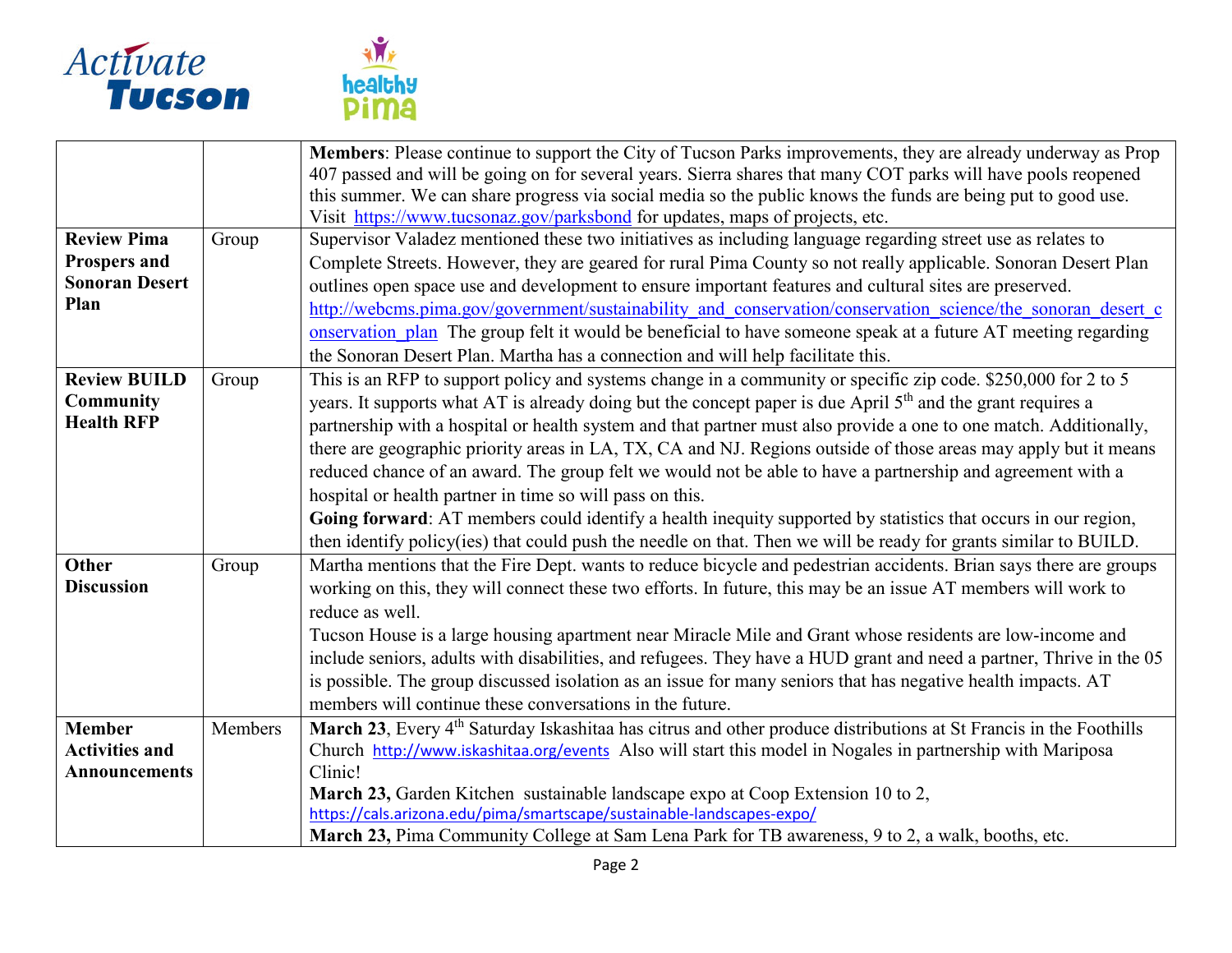|  |  |  |
|---|---|---|
|  |  | **Members**: Please continue to support the City of Tucson Parks improvements, they are already underway as Prop 407 passed and will be going on for several years. Sierra shares that many COT parks will have pools reopened this summer. We can share progress via social media so the public knows the funds are being put to good use. Visit https://www.tucsonaz.gov/parksbond for updates, maps of projects, etc. |
| **Review Pima Prospers and Sonoran Desert Plan** | Group | Supervisor Valadez mentioned these two initiatives as including language regarding street use as relates to Complete Streets. However, they are geared for rural Pima County so not really applicable. Sonoran Desert Plan outlines open space use and development to ensure important features and cultural sites are preserved. http://webcms.pima.gov/government/sustainability_and_conservation/conservation_science/the_sonoran_desert_conservation_plan The group felt it would be beneficial to have someone speak at a future AT meeting regarding the Sonoran Desert Plan. Martha has a connection and will help facilitate this. |
| **Review BUILD Community Health RFP** | Group | This is an RFP to support policy and systems change in a community or specific zip code. $250,000 for 2 to 5 years. It supports what AT is already doing but the concept paper is due April 5th and the grant requires a partnership with a hospital or health system and that partner must also provide a one to one match. Additionally, there are geographic priority areas in LA, TX, CA and NJ. Regions outside of those areas may apply but it means reduced chance of an award. The group felt we would not be able to have a partnership and agreement with a hospital or health partner in time so will pass on this.<br>**Going forward**: AT members could identify a health inequity supported by statistics that occurs in our region, then identify policy(ies) that could push the needle on that. Then we will be ready for grants similar to BUILD. |
| **Other Discussion** | Group | Martha mentions that the Fire Dept. wants to reduce bicycle and pedestrian accidents. Brian says there are groups working on this, they will connect these two efforts. In future, this may be an issue AT members will work to reduce as well.<br>Tucson House is a large housing apartment near Miracle Mile and Grant whose residents are low-income and include seniors, adults with disabilities, and refugees. They have a HUD grant and need a partner, Thrive in the 05 is possible. The group discussed isolation as an issue for many seniors that has negative health impacts. AT members will continue these conversations in the future. |
| **Member Activities and Announcements** | Members | **March 23**, Every 4th Saturday Iskashitaa has citrus and other produce distributions at St Francis in the Foothills Church http://www.iskashitaa.org/events Also will start this model in Nogales in partnership with Mariposa Clinic!<br>**March 23,** Garden Kitchen sustainable landscape expo at Coop Extension 10 to 2, https://cals.arizona.edu/pima/smartscape/sustainable-landscapes-expo/<br>**March 23,** Pima Community College at Sam Lena Park for TB awareness, 9 to 2, a walk, booths, etc. |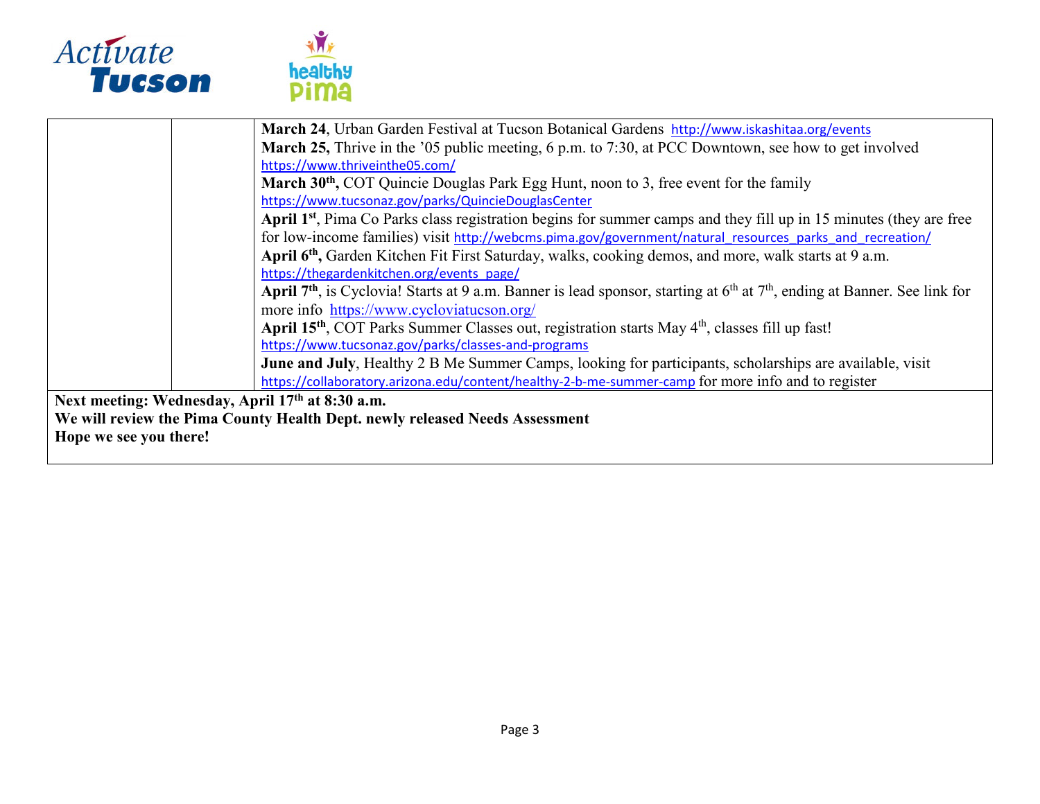| | | |
|---|---|---|
| | | **March 24**, Urban Garden Festival at Tucson Botanical Gardens http://www.iskashitaa.org/events<br>**March 25,** Thrive in the '05 public meeting, 6 p.m. to 7:30, at PCC Downtown, see how to get involved https://www.thriveinthe05.com/<br>**March 30th,** COT Quincie Douglas Park Egg Hunt, noon to 3, free event for the family https://www.tucsonaz.gov/parks/QuincieDouglasCenter<br>**April 1st**, Pima Co Parks class registration begins for summer camps and they fill up in 15 minutes (they are free for low-income families) visit http://webcms.pima.gov/government/natural_resources_parks_and_recreation/<br>**April 6th,** Garden Kitchen Fit First Saturday, walks, cooking demos, and more, walk starts at 9 a.m. https://thegardenkitchen.org/events_page/<br>**April 7th**, is Cyclovia! Starts at 9 a.m. Banner is lead sponsor, starting at 6th at 7th, ending at Banner. See link for more info https://www.cycloviatucson.org/<br>**April 15th**, COT Parks Summer Classes out, registration starts May 4th, classes fill up fast! https://www.tucsonaz.gov/parks/classes-and-programs<br>**June and July**, Healthy 2 B Me Summer Camps, looking for participants, scholarships are available, visit https://collaboratory.arizona.edu/content/healthy-2-b-me-summer-camp for more info and to register |

**Next meeting: Wednesday, April 17th at 8:30 a.m.**
**We will review the Pima County Health Dept. newly released Needs Assessment**
**Hope we see you there!**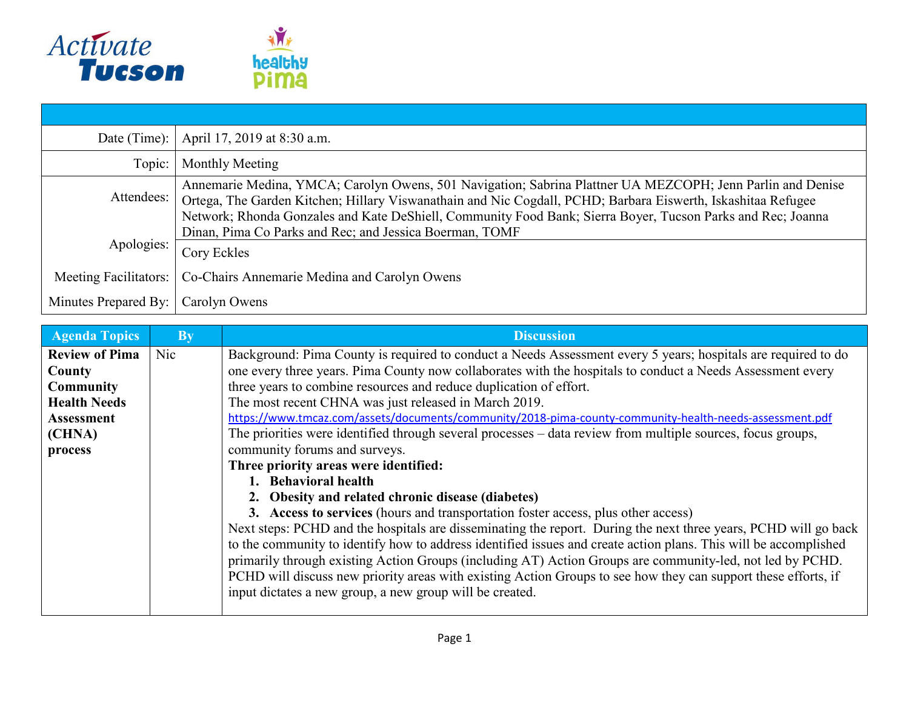Activate Tucson    healthy pima

| | |
|---|---|
| Date (Time): | April 17, 2019 at 8:30 a.m. |
| Topic: | Monthly Meeting |
| Attendees: | Annemarie Medina, YMCA; Carolyn Owens, 501 Navigation; Sabrina Plattner UA MEZCOPH; Jenn Parlin and Denise Ortega, The Garden Kitchen; Hillary Viswanathain and Nic Cogdall, PCHD; Barbara Eiswerth, Iskashitaa Refugee Network; Rhonda Gonzales and Kate DeShiell, Community Food Bank; Sierra Boyer, Tucson Parks and Rec; Joanna Dinan, Pima Co Parks and Rec; and Jessica Boerman, TOMF |
| Apologies: | Cory Eckles |
| Meeting Facilitators: | Co-Chairs Annemarie Medina and Carolyn Owens |
| Minutes Prepared By: | Carolyn Owens |

| Agenda Topics | By | Discussion |
|---|---|---|
| **Review of Pima County Community Health Needs Assessment (CHNA) process** | Nic | Background: Pima County is required to conduct a Needs Assessment every 5 years; hospitals are required to do one every three years. Pima County now collaborates with the hospitals to conduct a Needs Assessment every three years to combine resources and reduce duplication of effort.<br>The most recent CHNA was just released in March 2019.<br>https://www.tmcaz.com/assets/documents/community/2018-pima-county-community-health-needs-assessment.pdf<br>The priorities were identified through several processes – data review from multiple sources, focus groups, community forums and surveys.<br>**Three priority areas were identified:**<br>1. **Behavioral health**<br>2. **Obesity and related chronic disease (diabetes)**<br>3. **Access to services** (hours and transportation foster access, plus other access)<br>Next steps: PCHD and the hospitals are disseminating the report. During the next three years, PCHD will go back to the community to identify how to address identified issues and create action plans. This will be accomplished primarily through existing Action Groups (including AT) Action Groups are community-led, not led by PCHD. PCHD will discuss new priority areas with existing Action Groups to see how they can support these efforts, if input dictates a new group, a new group will be created. |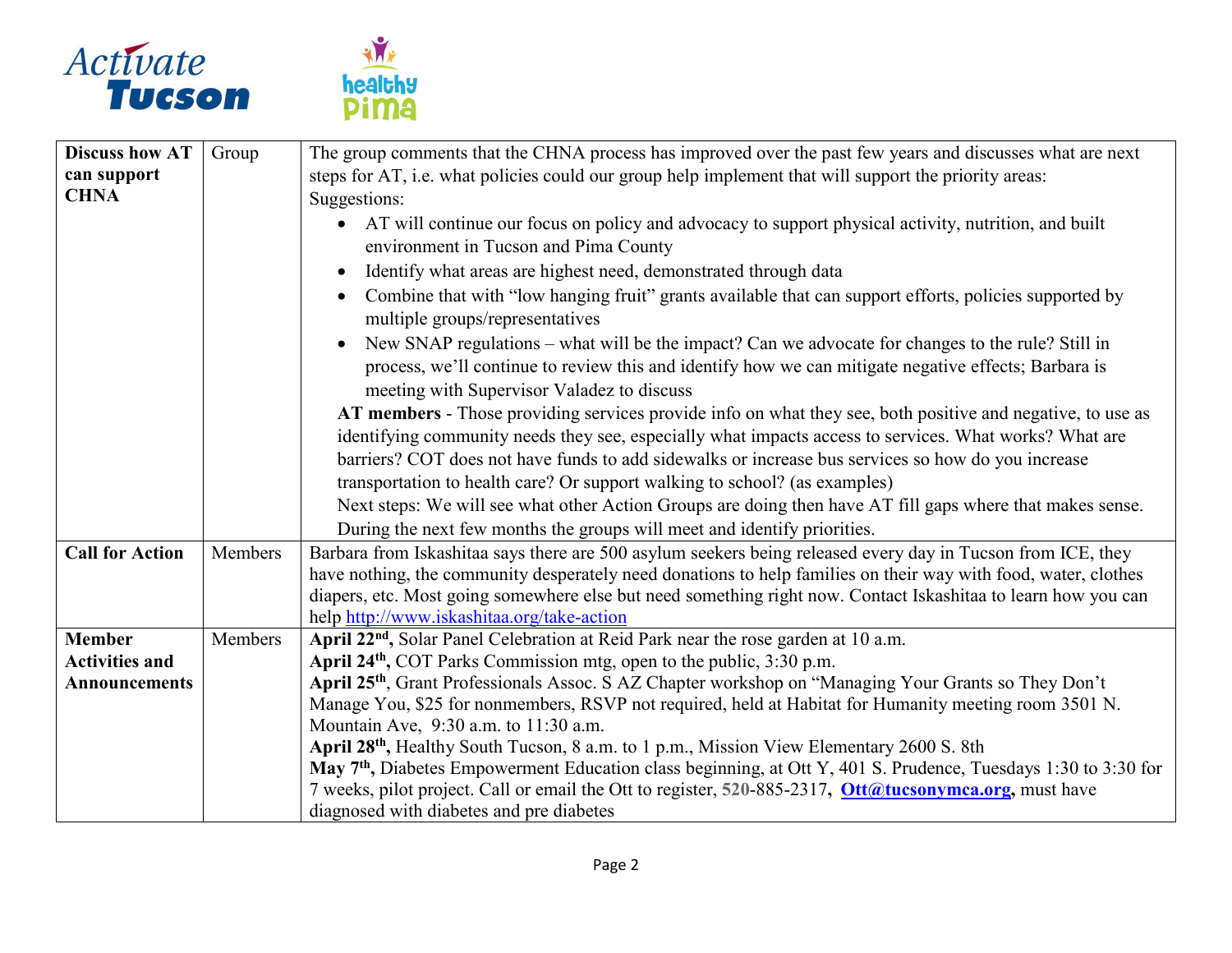| Discuss how AT can support CHNA | Group | The group comments that the CHNA process has improved over the past few years and discusses what are next steps for AT, i.e. what policies could our group help implement that will support the priority areas:<br>Suggestions:<br>• AT will continue our focus on policy and advocacy to support physical activity, nutrition, and built environment in Tucson and Pima County<br>• Identify what areas are highest need, demonstrated through data<br>• Combine that with "low hanging fruit" grants available that can support efforts, policies supported by multiple groups/representatives<br>• New SNAP regulations – what will be the impact? Can we advocate for changes to the rule? Still in process, we'll continue to review this and identify how we can mitigate negative effects; Barbara is meeting with Supervisor Valadez to discuss<br>**AT members** - Those providing services provide info on what they see, both positive and negative, to use as identifying community needs they see, especially what impacts access to services. What works? What are barriers? COT does not have funds to add sidewalks or increase bus services so how do you increase transportation to health care? Or support walking to school? (as examples)<br>Next steps: We will see what other Action Groups are doing then have AT fill gaps where that makes sense. During the next few months the groups will meet and identify priorities. |
|---|---|---|
| **Call for Action** | Members | Barbara from Iskashitaa says there are 500 asylum seekers being released every day in Tucson from ICE, they have nothing, the community desperately need donations to help families on their way with food, water, clothes diapers, etc. Most going somewhere else but need something right now. Contact Iskashitaa to learn how you can help http://www.iskashitaa.org/take-action |
| **Member Activities and Announcements** | Members | **April 22nd,** Solar Panel Celebration at Reid Park near the rose garden at 10 a.m.<br>**April 24th,** COT Parks Commission mtg, open to the public, 3:30 p.m.<br>**April 25th**, Grant Professionals Assoc. S AZ Chapter workshop on "Managing Your Grants so They Don't Manage You, $25 for nonmembers, RSVP not required, held at Habitat for Humanity meeting room 3501 N. Mountain Ave, 9:30 a.m. to 11:30 a.m.<br>**April 28th,** Healthy South Tucson, 8 a.m. to 1 p.m., Mission View Elementary 2600 S. 8th<br>**May 7th,** Diabetes Empowerment Education class beginning, at Ott Y, 401 S. Prudence, Tuesdays 1:30 to 3:30 for 7 weeks, pilot project. Call or email the Ott to register, 520-885-2317, **Ott@tucsonymca.org,** must have diagnosed with diabetes and pre diabetes |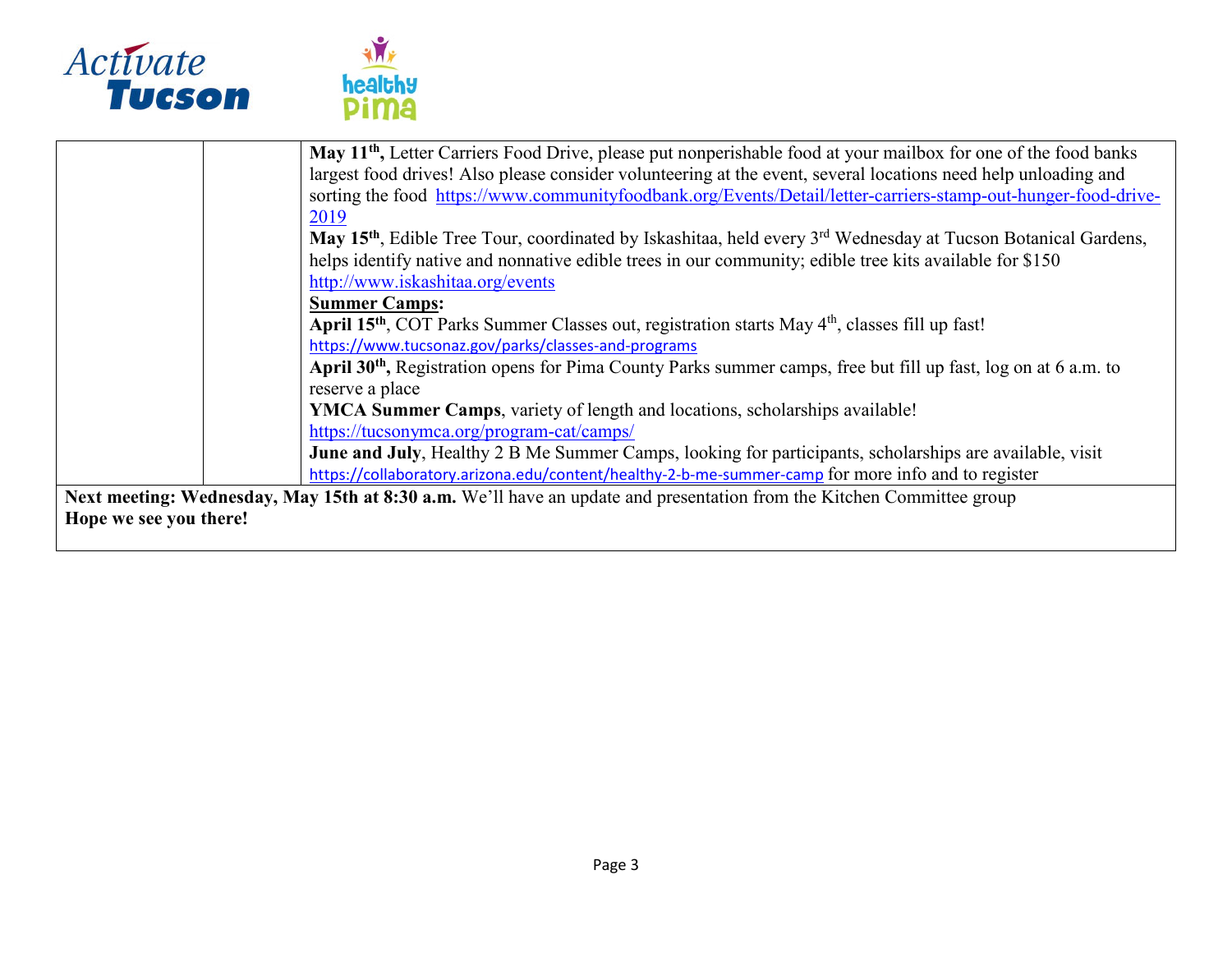| | | **May 11th,** Letter Carriers Food Drive, please put nonperishable food at your mailbox for one of the food banks largest food drives! Also please consider volunteering at the event, several locations need help unloading and sorting the food https://www.communityfoodbank.org/Events/Detail/letter-carriers-stamp-out-hunger-food-drive-2019<br>**May 15th**, Edible Tree Tour, coordinated by Iskashitaa, held every 3rd Wednesday at Tucson Botanical Gardens, helps identify native and nonnative edible trees in our community; edible tree kits available for $150 http://www.iskashitaa.org/events<br>**Summer Camps:**<br>**April 15th**, COT Parks Summer Classes out, registration starts May 4th, classes fill up fast! https://www.tucsonaz.gov/parks/classes-and-programs<br>**April 30th,** Registration opens for Pima County Parks summer camps, free but fill up fast, log on at 6 a.m. to reserve a place<br>**YMCA Summer Camps**, variety of length and locations, scholarships available! https://tucsonymca.org/program-cat/camps/<br>**June and July**, Healthy 2 B Me Summer Camps, looking for participants, scholarships are available, visit https://collaboratory.arizona.edu/content/healthy-2-b-me-summer-camp for more info and to register |
|---|---|---|

**Next meeting: Wednesday, May 15th at 8:30 a.m.** We'll have an update and presentation from the Kitchen Committee group
**Hope we see you there!**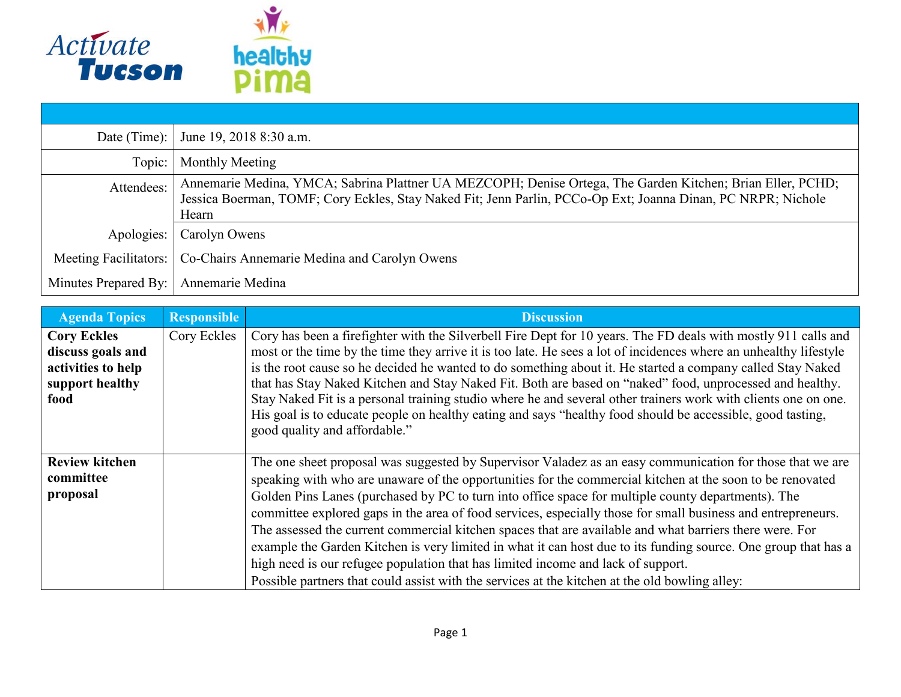| | |
|---|---|
| Date (Time): | June 19, 2018 8:30 a.m. |
| Topic: | Monthly Meeting |
| Attendees: | Annemarie Medina, YMCA; Sabrina Plattner UA MEZCOPH; Denise Ortega, The Garden Kitchen; Brian Eller, PCHD; Jessica Boerman, TOMF; Cory Eckles, Stay Naked Fit; Jenn Parlin, PCCo-Op Ext; Joanna Dinan, PC NRPR; Nichole Hearn |
| Apologies: | Carolyn Owens |
| Meeting Facilitators: | Co-Chairs Annemarie Medina and Carolyn Owens |
| Minutes Prepared By: | Annemarie Medina |

| Agenda Topics | Responsible | Discussion |
|---|---|---|
| **Cory Eckles discuss goals and activities to help support healthy food** | Cory Eckles | Cory has been a firefighter with the Silverbell Fire Dept for 10 years. The FD deals with mostly 911 calls and most or the time by the time they arrive it is too late. He sees a lot of incidences where an unhealthy lifestyle is the root cause so he decided he wanted to do something about it. He started a company called Stay Naked that has Stay Naked Kitchen and Stay Naked Fit. Both are based on "naked" food, unprocessed and healthy. Stay Naked Fit is a personal training studio where he and several other trainers work with clients one on one. His goal is to educate people on healthy eating and says "healthy food should be accessible, good tasting, good quality and affordable." |
| **Review kitchen committee proposal** | | The one sheet proposal was suggested by Supervisor Valadez as an easy communication for those that we are speaking with who are unaware of the opportunities for the commercial kitchen at the soon to be renovated Golden Pins Lanes (purchased by PC to turn into office space for multiple county departments). The committee explored gaps in the area of food services, especially those for small business and entrepreneurs. The assessed the current commercial kitchen spaces that are available and what barriers there were. For example the Garden Kitchen is very limited in what it can host due to its funding source. One group that has a high need is our refugee population that has limited income and lack of support. Possible partners that could assist with the services at the kitchen at the old bowling alley: |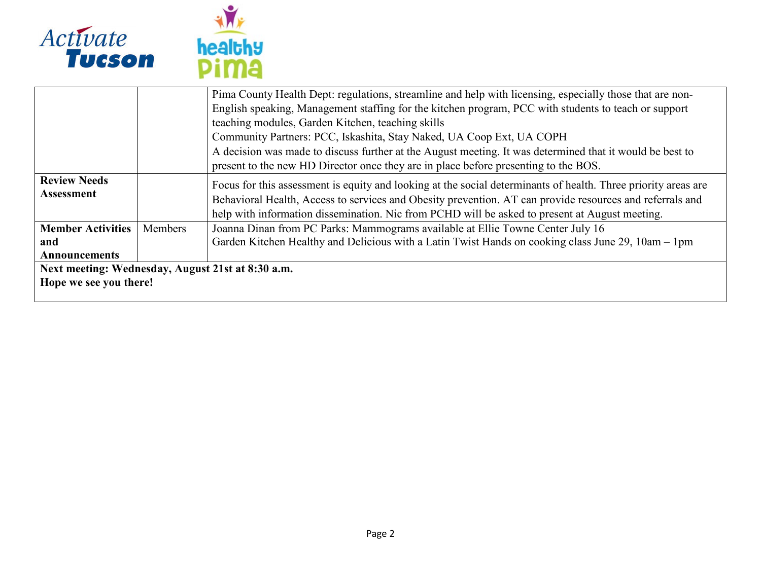| | | |
|---|---|---|
| | | Pima County Health Dept: regulations, streamline and help with licensing, especially those that are non-English speaking, Management staffing for the kitchen program, PCC with students to teach or support teaching modules, Garden Kitchen, teaching skills<br>Community Partners: PCC, Iskashita, Stay Naked, UA Coop Ext, UA COPH<br>A decision was made to discuss further at the August meeting. It was determined that it would be best to present to the new HD Director once they are in place before presenting to the BOS. |
| **Review Needs Assessment** | | Focus for this assessment is equity and looking at the social determinants of health. Three priority areas are Behavioral Health, Access to services and Obesity prevention. AT can provide resources and referrals and help with information dissemination. Nic from PCHD will be asked to present at August meeting. |
| **Member Activities and Announcements** | Members | Joanna Dinan from PC Parks: Mammograms available at Ellie Towne Center July 16<br>Garden Kitchen Healthy and Delicious with a Latin Twist Hands on cooking class June 29, 10am – 1pm |

**Next meeting: Wednesday, August 21st at 8:30 a.m.**
**Hope we see you there!**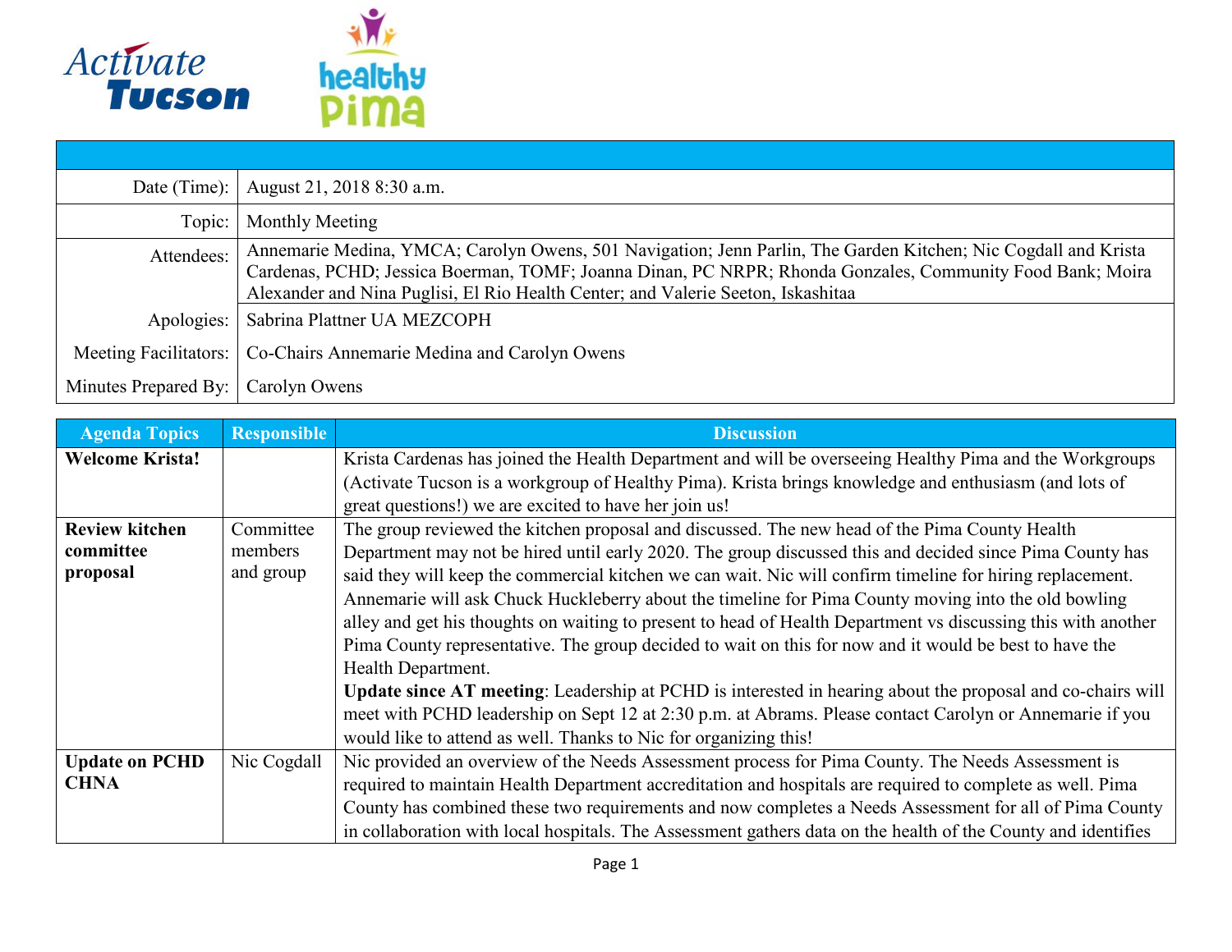| | |
|---|---|
| Date (Time): | August 21, 2018 8:30 a.m. |
| Topic: | Monthly Meeting |
| Attendees: | Annemarie Medina, YMCA; Carolyn Owens, 501 Navigation; Jenn Parlin, The Garden Kitchen; Nic Cogdall and Krista Cardenas, PCHD; Jessica Boerman, TOMF; Joanna Dinan, PC NRPR; Rhonda Gonzales, Community Food Bank; Moira Alexander and Nina Puglisi, El Rio Health Center; and Valerie Seeton, Iskashitaa |
| Apologies: | Sabrina Plattner UA MEZCOPH |
| Meeting Facilitators: | Co-Chairs Annemarie Medina and Carolyn Owens |
| Minutes Prepared By: | Carolyn Owens |

| Agenda Topics | Responsible | Discussion |
|---|---|---|
| **Welcome Krista!** | | Krista Cardenas has joined the Health Department and will be overseeing Healthy Pima and the Workgroups (Activate Tucson is a workgroup of Healthy Pima). Krista brings knowledge and enthusiasm (and lots of great questions!) we are excited to have her join us! |
| **Review kitchen committee proposal** | Committee members and group | The group reviewed the kitchen proposal and discussed. The new head of the Pima County Health Department may not be hired until early 2020. The group discussed this and decided since Pima County has said they will keep the commercial kitchen we can wait. Nic will confirm timeline for hiring replacement. Annemarie will ask Chuck Huckleberry about the timeline for Pima County moving into the old bowling alley and get his thoughts on waiting to present to head of Health Department vs discussing this with another Pima County representative. The group decided to wait on this for now and it would be best to have the Health Department.<br>**Update since AT meeting**: Leadership at PCHD is interested in hearing about the proposal and co-chairs will meet with PCHD leadership on Sept 12 at 2:30 p.m. at Abrams. Please contact Carolyn or Annemarie if you would like to attend as well. Thanks to Nic for organizing this! |
| **Update on PCHD CHNA** | Nic Cogdall | Nic provided an overview of the Needs Assessment process for Pima County. The Needs Assessment is required to maintain Health Department accreditation and hospitals are required to complete as well. Pima County has combined these two requirements and now completes a Needs Assessment for all of Pima County in collaboration with local hospitals. The Assessment gathers data on the health of the County and identifies |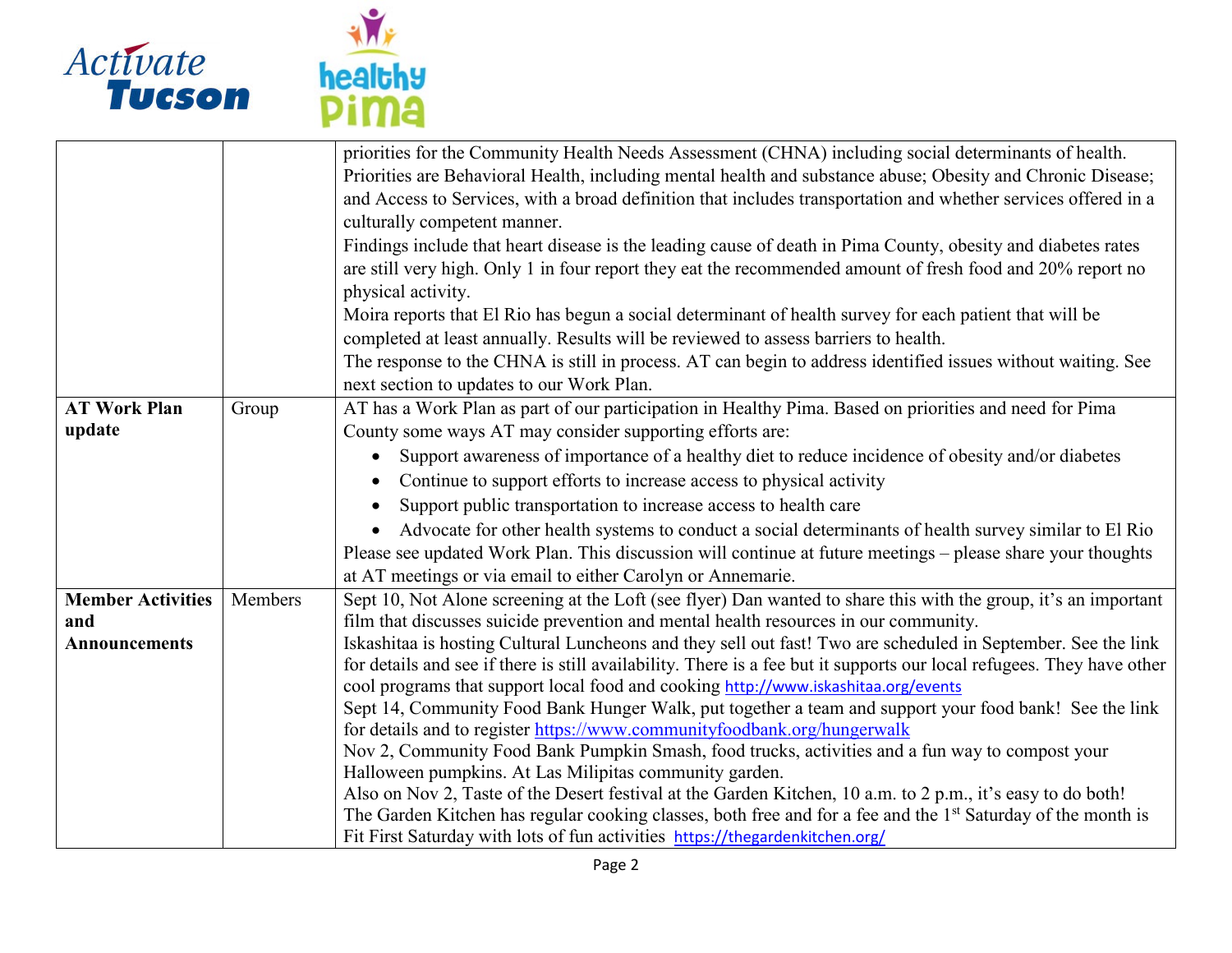| | | |
|---|---|---|
| | | priorities for the Community Health Needs Assessment (CHNA) including social determinants of health. Priorities are Behavioral Health, including mental health and substance abuse; Obesity and Chronic Disease; and Access to Services, with a broad definition that includes transportation and whether services offered in a culturally competent manner.<br>Findings include that heart disease is the leading cause of death in Pima County, obesity and diabetes rates are still very high. Only 1 in four report they eat the recommended amount of fresh food and 20% report no physical activity.<br>Moira reports that El Rio has begun a social determinant of health survey for each patient that will be completed at least annually. Results will be reviewed to assess barriers to health.<br>The response to the CHNA is still in process. AT can begin to address identified issues without waiting. See next section to updates to our Work Plan. |
| **AT Work Plan update** | Group | AT has a Work Plan as part of our participation in Healthy Pima. Based on priorities and need for Pima County some ways AT may consider supporting efforts are:<br>• Support awareness of importance of a healthy diet to reduce incidence of obesity and/or diabetes<br>• Continue to support efforts to increase access to physical activity<br>• Support public transportation to increase access to health care<br>• Advocate for other health systems to conduct a social determinants of health survey similar to El Rio<br>Please see updated Work Plan. This discussion will continue at future meetings – please share your thoughts at AT meetings or via email to either Carolyn or Annemarie. |
| **Member Activities and Announcements** | Members | Sept 10, Not Alone screening at the Loft (see flyer) Dan wanted to share this with the group, it's an important film that discusses suicide prevention and mental health resources in our community.<br>Iskashitaa is hosting Cultural Luncheons and they sell out fast! Two are scheduled in September. See the link for details and see if there is still availability. There is a fee but it supports our local refugees. They have other cool programs that support local food and cooking http://www.iskashitaa.org/events<br>Sept 14, Community Food Bank Hunger Walk, put together a team and support your food bank! See the link for details and to register https://www.communityfoodbank.org/hungerwalk<br>Nov 2, Community Food Bank Pumpkin Smash, food trucks, activities and a fun way to compost your Halloween pumpkins. At Las Milipitas community garden.<br>Also on Nov 2, Taste of the Desert festival at the Garden Kitchen, 10 a.m. to 2 p.m., it's easy to do both!<br>The Garden Kitchen has regular cooking classes, both free and for a fee and the 1st Saturday of the month is Fit First Saturday with lots of fun activities https://thegardenkitchen.org/ |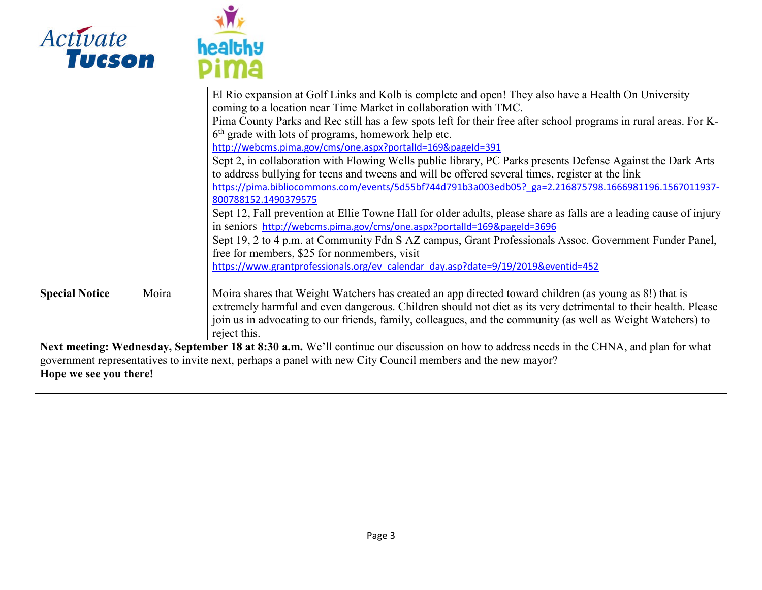| | | |
|---|---|---|
| | | El Rio expansion at Golf Links and Kolb is complete and open! They also have a Health On University coming to a location near Time Market in collaboration with TMC.<br>Pima County Parks and Rec still has a few spots left for their free after school programs in rural areas. For K-6th grade with lots of programs, homework help etc.<br>http://webcms.pima.gov/cms/one.aspx?portalId=169&pageId=391<br>Sept 2, in collaboration with Flowing Wells public library, PC Parks presents Defense Against the Dark Arts to address bullying for teens and tweens and will be offered several times, register at the link https://pima.bibliocommons.com/events/5d55bf744d791b3a003edb05?_ga=2.216875798.1666981196.1567011937-800788152.1490379575<br>Sept 12, Fall prevention at Ellie Towne Hall for older adults, please share as falls are a leading cause of injury in seniors http://webcms.pima.gov/cms/one.aspx?portalId=169&pageId=3696<br>Sept 19, 2 to 4 p.m. at Community Fdn S AZ campus, Grant Professionals Assoc. Government Funder Panel, free for members, $25 for nonmembers, visit https://www.grantprofessionals.org/ev_calendar_day.asp?date=9/19/2019&eventid=452 |
| **Special Notice** | Moira | Moira shares that Weight Watchers has created an app directed toward children (as young as 8!) that is extremely harmful and even dangerous. Children should not diet as its very detrimental to their health. Please join us in advocating to our friends, family, colleagues, and the community (as well as Weight Watchers) to reject this. |

**Next meeting: Wednesday, September 18 at 8:30 a.m.** We'll continue our discussion on how to address needs in the CHNA, and plan for what government representatives to invite next, perhaps a panel with new City Council members and the new mayor?

**Hope we see you there!**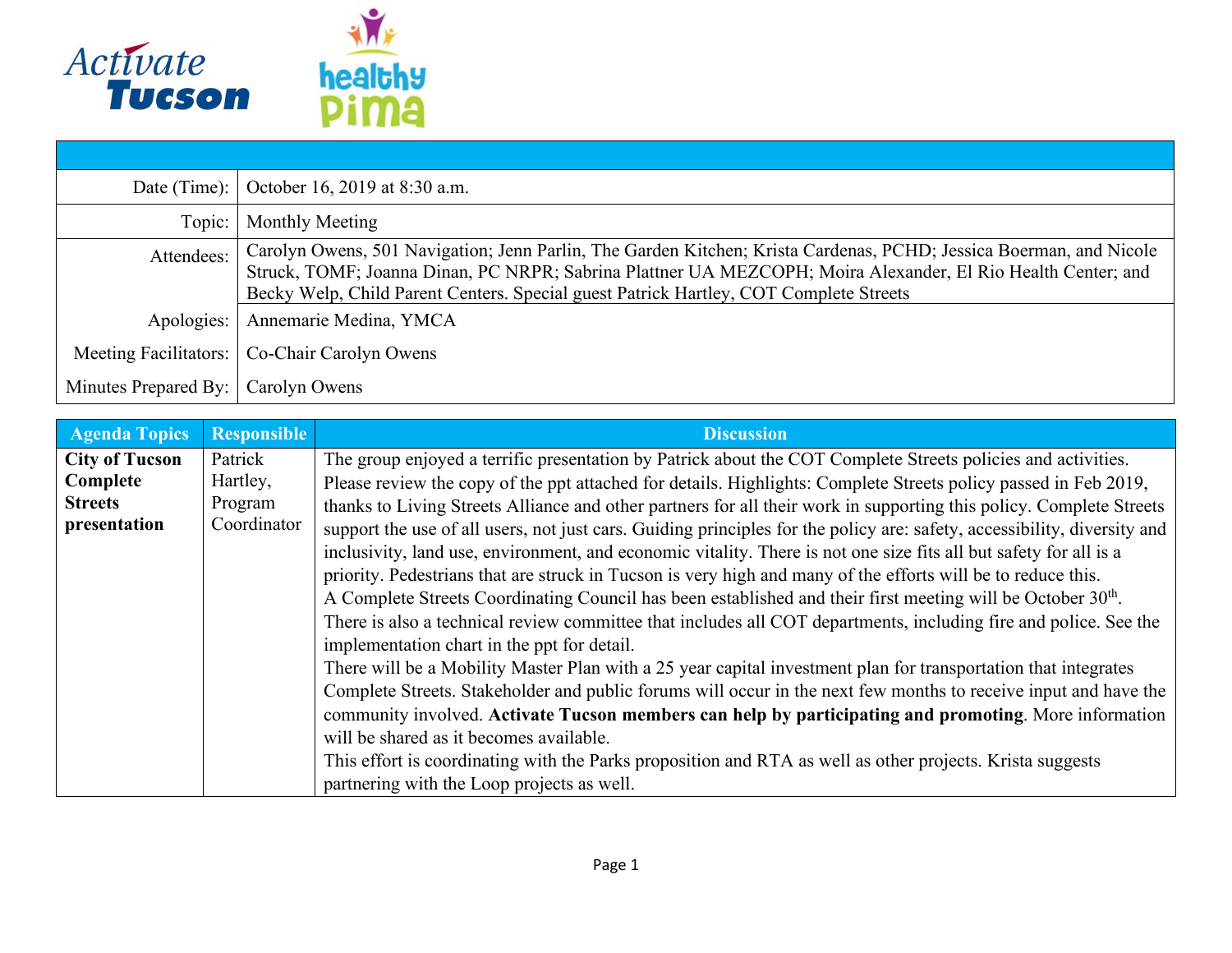Activate Tucson    healthy Pima

| | |
|---|---|
| Date (Time): | October 16, 2019 at 8:30 a.m. |
| Topic: | Monthly Meeting |
| Attendees: | Carolyn Owens, 501 Navigation; Jenn Parlin, The Garden Kitchen; Krista Cardenas, PCHD; Jessica Boerman, and Nicole Struck, TOMF; Joanna Dinan, PC NRPR; Sabrina Plattner UA MEZCOPH; Moira Alexander, El Rio Health Center; and Becky Welp, Child Parent Centers. Special guest Patrick Hartley, COT Complete Streets |
| Apologies: | Annemarie Medina, YMCA |
| Meeting Facilitators: | Co-Chair Carolyn Owens |
| Minutes Prepared By: | Carolyn Owens |

| Agenda Topics | Responsible | Discussion |
|---|---|---|
| **City of Tucson Complete Streets presentation** | Patrick Hartley, Program Coordinator | The group enjoyed a terrific presentation by Patrick about the COT Complete Streets policies and activities. Please review the copy of the ppt attached for details. Highlights: Complete Streets policy passed in Feb 2019, thanks to Living Streets Alliance and other partners for all their work in supporting this policy. Complete Streets support the use of all users, not just cars. Guiding principles for the policy are: safety, accessibility, diversity and inclusivity, land use, environment, and economic vitality. There is not one size fits all but safety for all is a priority. Pedestrians that are struck in Tucson is very high and many of the efforts will be to reduce this.<br>A Complete Streets Coordinating Council has been established and their first meeting will be October 30th. There is also a technical review committee that includes all COT departments, including fire and police. See the implementation chart in the ppt for detail.<br>There will be a Mobility Master Plan with a 25 year capital investment plan for transportation that integrates Complete Streets. Stakeholder and public forums will occur in the next few months to receive input and have the community involved. **Activate Tucson members can help by participating and promoting**. More information will be shared as it becomes available.<br>This effort is coordinating with the Parks proposition and RTA as well as other projects. Krista suggests partnering with the Loop projects as well. |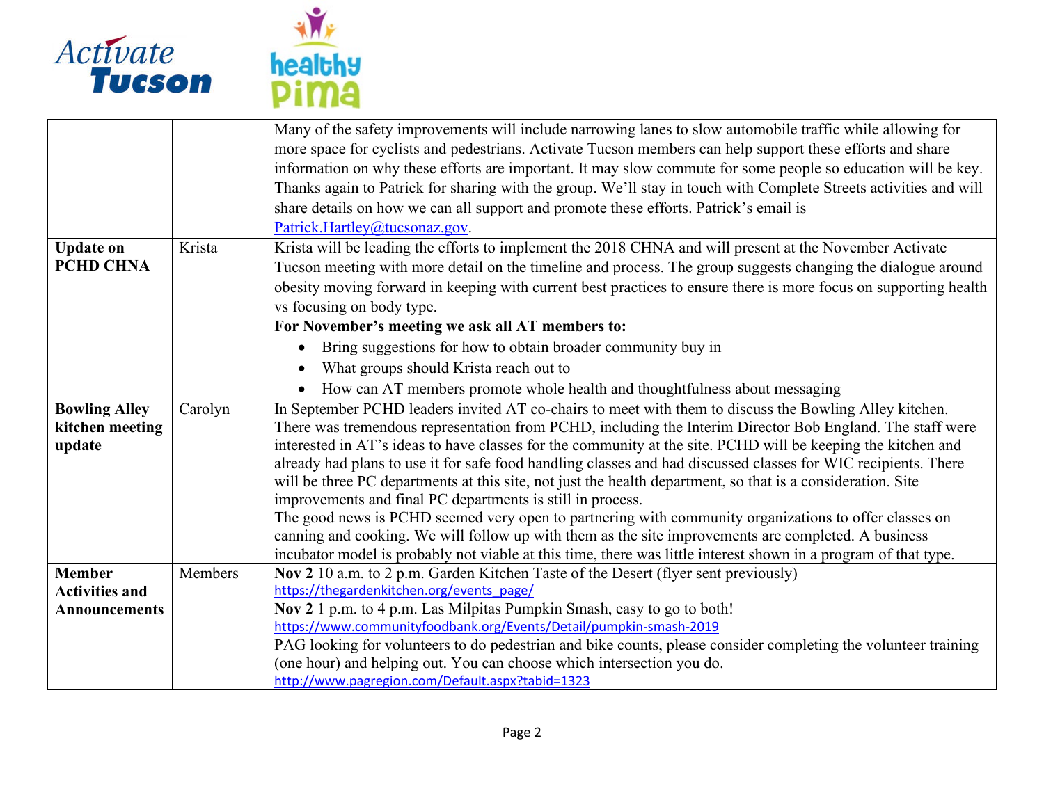| | | |
|---|---|---|
| | | Many of the safety improvements will include narrowing lanes to slow automobile traffic while allowing for more space for cyclists and pedestrians. Activate Tucson members can help support these efforts and share information on why these efforts are important. It may slow commute for some people so education will be key. Thanks again to Patrick for sharing with the group. We'll stay in touch with Complete Streets activities and will share details on how we can all support and promote these efforts. Patrick's email is Patrick.Hartley@tucsonaz.gov. |
| **Update on PCHD CHNA** | Krista | Krista will be leading the efforts to implement the 2018 CHNA and will present at the November Activate Tucson meeting with more detail on the timeline and process. The group suggests changing the dialogue around obesity moving forward in keeping with current best practices to ensure there is more focus on supporting health vs focusing on body type.<br>**For November's meeting we ask all AT members to:**<br>• Bring suggestions for how to obtain broader community buy in<br>• What groups should Krista reach out to<br>• How can AT members promote whole health and thoughtfulness about messaging |
| **Bowling Alley kitchen meeting update** | Carolyn | In September PCHD leaders invited AT co-chairs to meet with them to discuss the Bowling Alley kitchen. There was tremendous representation from PCHD, including the Interim Director Bob England. The staff were interested in AT's ideas to have classes for the community at the site. PCHD will be keeping the kitchen and already had plans to use it for safe food handling classes and had discussed classes for WIC recipients. There will be three PC departments at this site, not just the health department, so that is a consideration. Site improvements and final PC departments is still in process.<br>The good news is PCHD seemed very open to partnering with community organizations to offer classes on canning and cooking. We will follow up with them as the site improvements are completed. A business incubator model is probably not viable at this time, there was little interest shown in a program of that type. |
| **Member Activities and Announcements** | Members | **Nov 2** 10 a.m. to 2 p.m. Garden Kitchen Taste of the Desert (flyer sent previously)<br>https://thegardenkitchen.org/events_page/<br>**Nov 2** 1 p.m. to 4 p.m. Las Milpitas Pumpkin Smash, easy to go to both!<br>https://www.communityfoodbank.org/Events/Detail/pumpkin-smash-2019<br>PAG looking for volunteers to do pedestrian and bike counts, please consider completing the volunteer training (one hour) and helping out. You can choose which intersection you do.<br>http://www.pagregion.com/Default.aspx?tabid=1323 |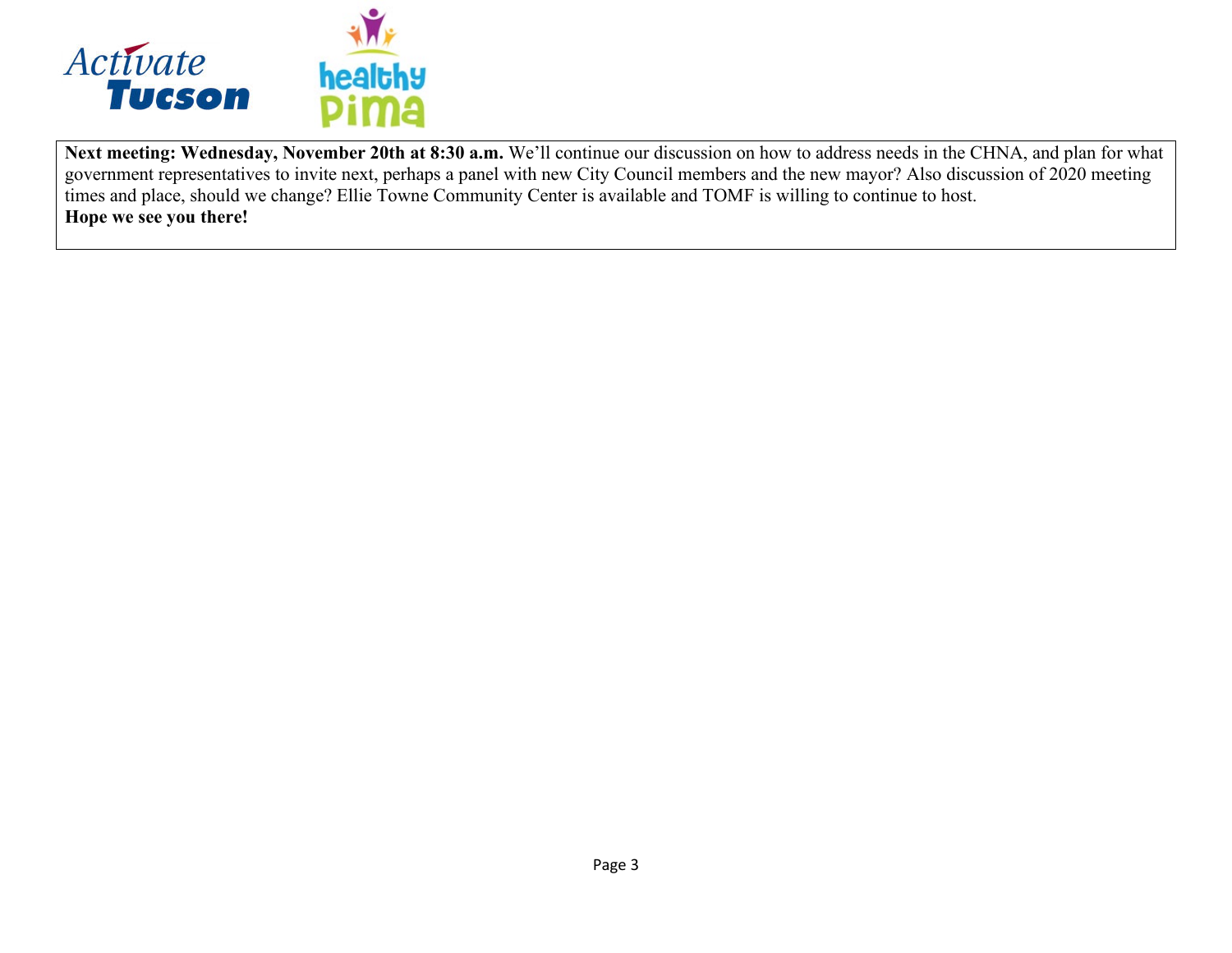**Next meeting: Wednesday, November 20th at 8:30 a.m.** We'll continue our discussion on how to address needs in the CHNA, and plan for what government representatives to invite next, perhaps a panel with new City Council members and the new mayor? Also discussion of 2020 meeting times and place, should we change? Ellie Towne Community Center is available and TOMF is willing to continue to host.
**Hope we see you there!**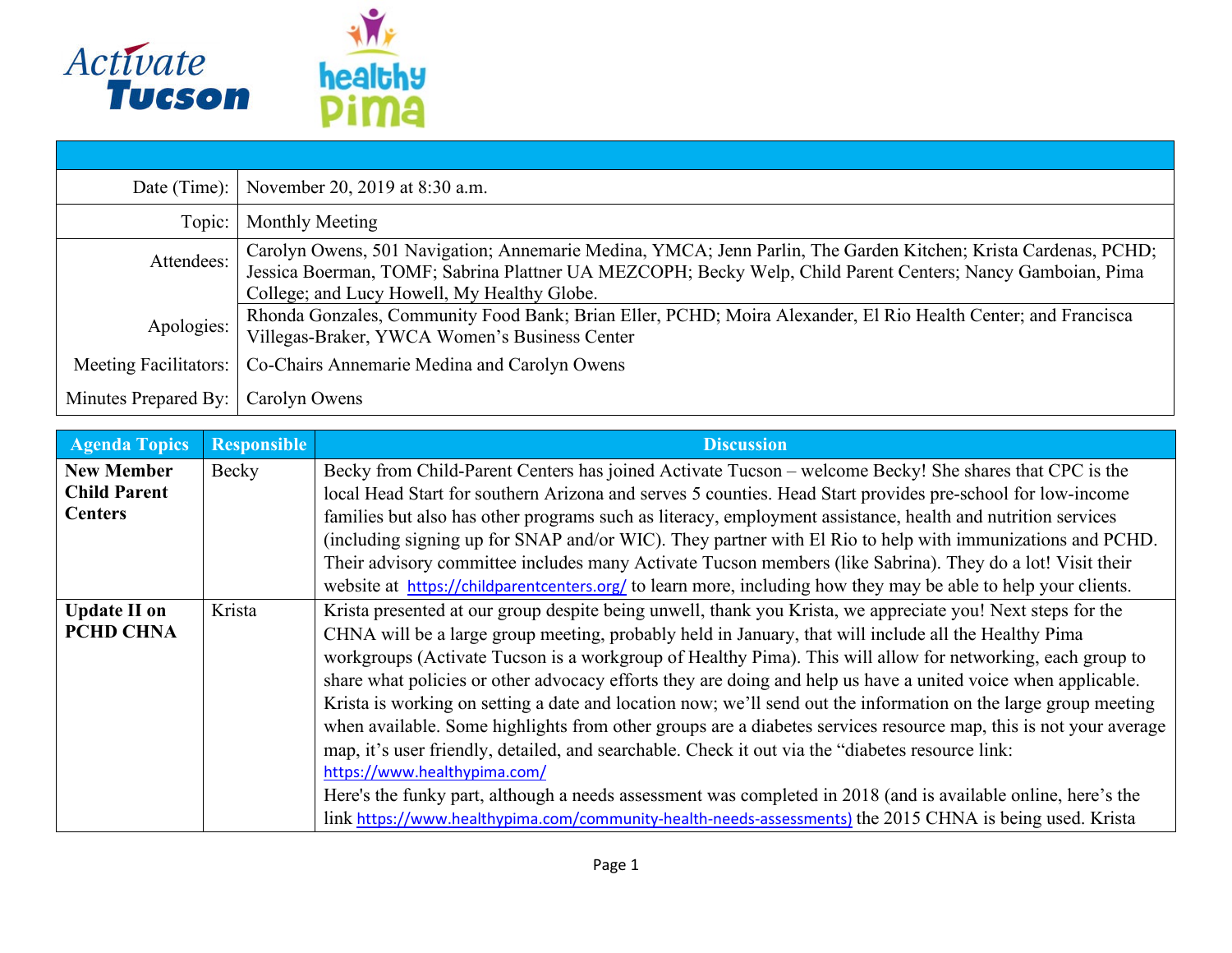Activate Tucson | healthy Pima

| | |
|---|---|
| Date (Time): | November 20, 2019 at 8:30 a.m. |
| Topic: | Monthly Meeting |
| Attendees: | Carolyn Owens, 501 Navigation; Annemarie Medina, YMCA; Jenn Parlin, The Garden Kitchen; Krista Cardenas, PCHD; Jessica Boerman, TOMF; Sabrina Plattner UA MEZCOPH; Becky Welp, Child Parent Centers; Nancy Gamboian, Pima College; and Lucy Howell, My Healthy Globe. |
| Apologies: | Rhonda Gonzales, Community Food Bank; Brian Eller, PCHD; Moira Alexander, El Rio Health Center; and Francisca Villegas-Braker, YWCA Women's Business Center |
| Meeting Facilitators: | Co-Chairs Annemarie Medina and Carolyn Owens |
| Minutes Prepared By: | Carolyn Owens |

| Agenda Topics | Responsible | Discussion |
|---|---|---|
| **New Member Child Parent Centers** | Becky | Becky from Child-Parent Centers has joined Activate Tucson – welcome Becky! She shares that CPC is the local Head Start for southern Arizona and serves 5 counties. Head Start provides pre-school for low-income families but also has other programs such as literacy, employment assistance, health and nutrition services (including signing up for SNAP and/or WIC). They partner with El Rio to help with immunizations and PCHD. Their advisory committee includes many Activate Tucson members (like Sabrina). They do a lot! Visit their website at https://childparentcenters.org/ to learn more, including how they may be able to help your clients. |
| **Update II on PCHD CHNA** | Krista | Krista presented at our group despite being unwell, thank you Krista, we appreciate you! Next steps for the CHNA will be a large group meeting, probably held in January, that will include all the Healthy Pima workgroups (Activate Tucson is a workgroup of Healthy Pima). This will allow for networking, each group to share what policies or other advocacy efforts they are doing and help us have a united voice when applicable. Krista is working on setting a date and location now; we'll send out the information on the large group meeting when available. Some highlights from other groups are a diabetes services resource map, this is not your average map, it's user friendly, detailed, and searchable. Check it out via the "diabetes resource link: https://www.healthypima.com/ Here's the funky part, although a needs assessment was completed in 2018 (and is available online, here's the link https://www.healthypima.com/community-health-needs-assessments) the 2015 CHNA is being used. Krista |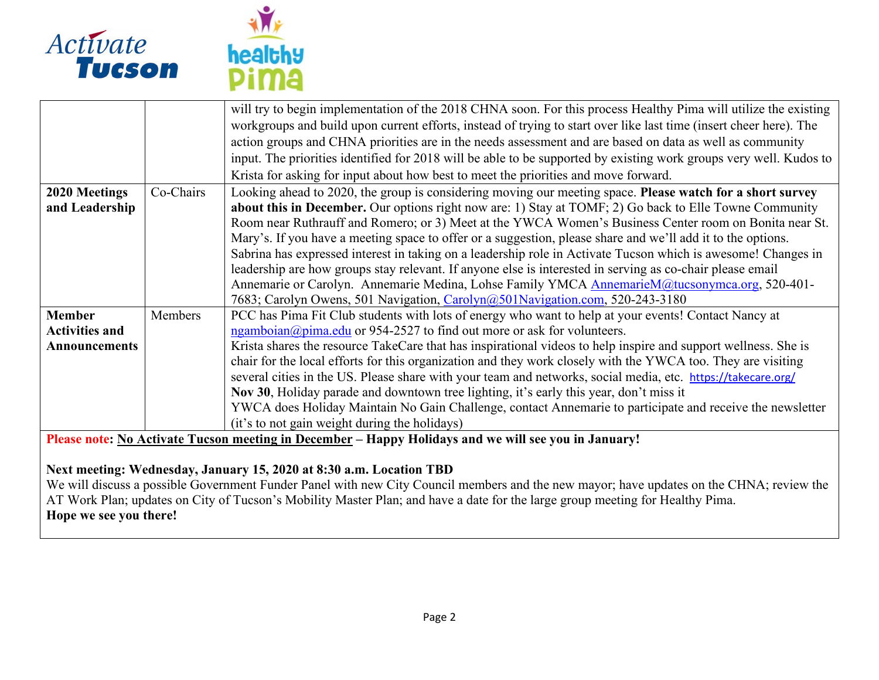| | | |
|---|---|---|
| | | will try to begin implementation of the 2018 CHNA soon. For this process Healthy Pima will utilize the existing workgroups and build upon current efforts, instead of trying to start over like last time (insert cheer here). The action groups and CHNA priorities are in the needs assessment and are based on data as well as community input. The priorities identified for 2018 will be able to be supported by existing work groups very well. Kudos to Krista for asking for input about how best to meet the priorities and move forward. |
| **2020 Meetings and Leadership** | Co-Chairs | Looking ahead to 2020, the group is considering moving our meeting space. **Please watch for a short survey about this in December.** Our options right now are: 1) Stay at TOMF; 2) Go back to Elle Towne Community Room near Ruthrauff and Romero; or 3) Meet at the YWCA Women's Business Center room on Bonita near St. Mary's. If you have a meeting space to offer or a suggestion, please share and we'll add it to the options. Sabrina has expressed interest in taking on a leadership role in Activate Tucson which is awesome! Changes in leadership are how groups stay relevant. If anyone else is interested in serving as co-chair please email Annemarie or Carolyn. Annemarie Medina, Lohse Family YMCA AnnemarieM@tucsonymca.org, 520-401-7683; Carolyn Owens, 501 Navigation, Carolyn@501Navigation.com, 520-243-3180 |
| **Member Activities and Announcements** | Members | PCC has Pima Fit Club students with lots of energy who want to help at your events! Contact Nancy at ngamboian@pima.edu or 954-2527 to find out more or ask for volunteers.<br>Krista shares the resource TakeCare that has inspirational videos to help inspire and support wellness. She is chair for the local efforts for this organization and they work closely with the YWCA too. They are visiting several cities in the US. Please share with your team and networks, social media, etc. https://takecare.org/<br>**Nov 30**, Holiday parade and downtown tree lighting, it's early this year, don't miss it<br>YWCA does Holiday Maintain No Gain Challenge, contact Annemarie to participate and receive the newsletter (it's to not gain weight during the holidays) |

**Please note: <u>No Activate Tucson meeting in December</u> – Happy Holidays and we will see you in January!**

**Next meeting: Wednesday, January 15, 2020 at 8:30 a.m. Location TBD**

We will discuss a possible Government Funder Panel with new City Council members and the new mayor; have updates on the CHNA; review the AT Work Plan; updates on City of Tucson's Mobility Master Plan; and have a date for the large group meeting for Healthy Pima.

**Hope we see you there!**